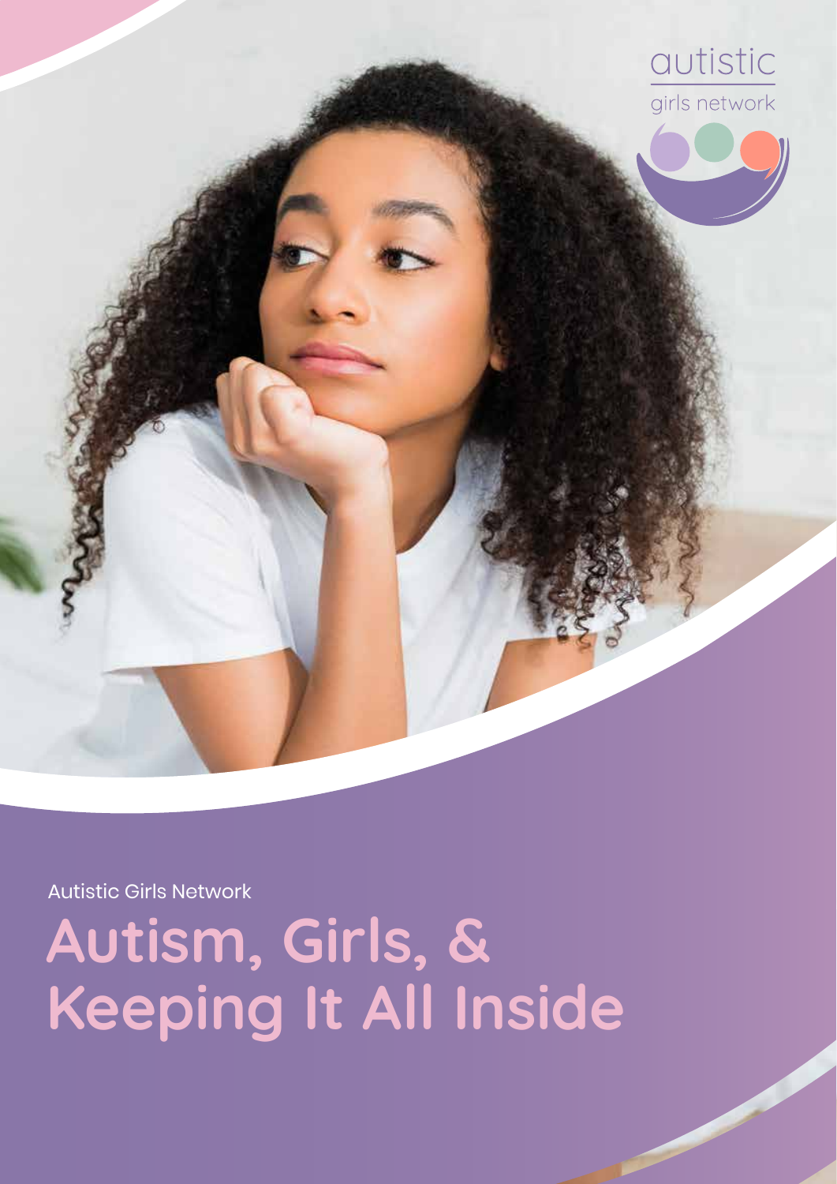autistic girls network

Autistic Girls Network

# Autism, Girls, & Keeping It All Inside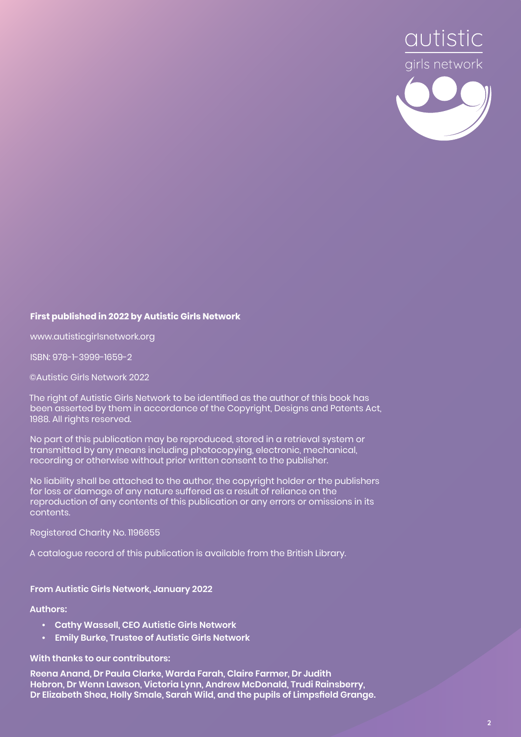autistic

girls network

**First published in 2022 by Autistic Girls Network**

www.autisticgirlsnetwork.org

ISBN: 978-1-3999-1659-2

©Autistic Girls Network 2022

The right of Autistic Girls Network to be identified as the author of this book has been asserted by them in accordance of the Copyright, Designs and Patents Act, 1988. All rights reserved.

No part of this publication may be reproduced, stored in a retrieval system or transmitted by any means including photocopying, electronic, mechanical, recording or otherwise without prior written consent to the publisher.

No liability shall be attached to the author, the copyright holder or the publishers for loss or damage of any nature suffered as a result of reliance on the reproduction of any contents of this publication or any errors or omissions in its contents.

Registered Charity No. 1196655

A catalogue record of this publication is available from the British Library.

**From Autistic Girls Network, January 2022**

**Authors:**

- **Cathy Wassell, CEO Autistic Girls Network**
- **Emily Burke, Trustee of Autistic Girls Network**

**With thanks to our contributors:**

**Reena Anand, Dr Paula Clarke, Warda Farah, Claire Farmer, Dr Judith Hebron, Dr Wenn Lawson, Victoria Lynn, Andrew McDonald, Trudi Rainsberry, Dr Elizabeth Shea, Holly Smale, Sarah Wild, and the pupils of Limpsfield Grange.**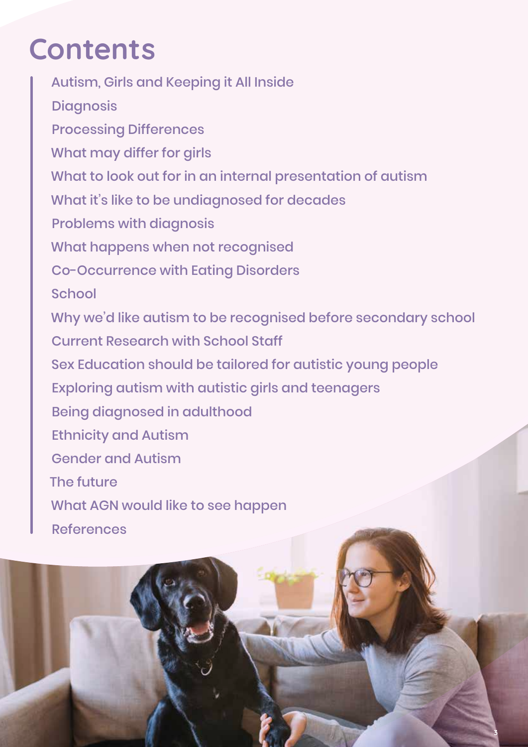# Contents

- Autism, Girls and Keeping it All Inside
- Diagnosis
- Processing Differences
- What may differ for girls
- What to look out for in an internal presentation of autism
- What it's like to be undiagnosed for decades
- Problems with diagnosis
- What happens when not recognised
- Co-Occurrence with Eating Disorders
- School
- Why we'd like autism to be recognised before secondary school
- Current Research with School Staff
- Sex Education should be tailored for autistic young people
- Exploring autism with autistic girls and teenagers
- Being diagnosed in adulthood
- Ethnicity and Autism
- Gender and Autism
- The future
- What AGN would like to see happen
- References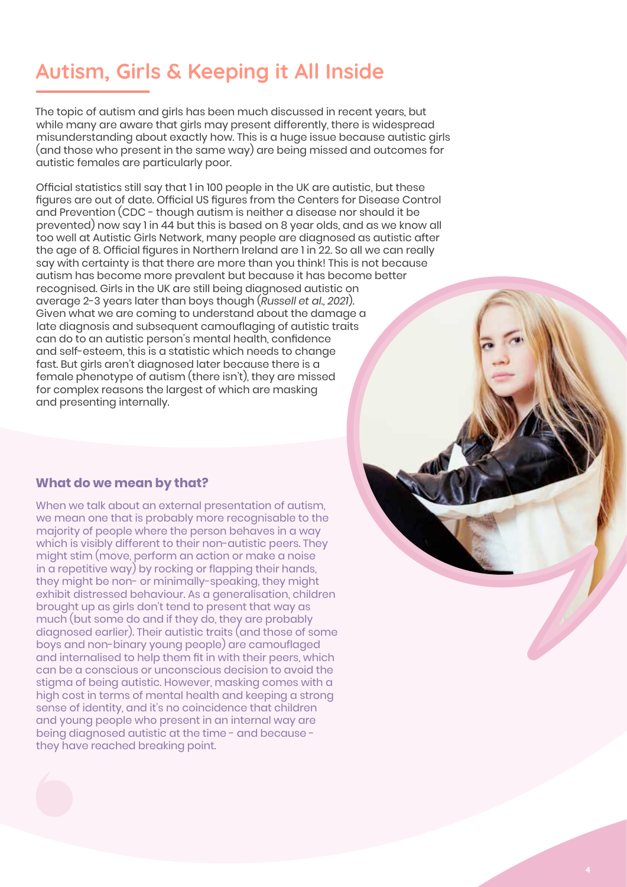# Autism, Girls & Keeping it All Inside

The topic of autism and girls has been much discussed in recent years, but while many are aware that girls may present differently, there is widespread misunderstanding about exactly how. This is a huge issue because autistic girls (and those who present in the same way) are being missed and outcomes for autistic females are particularly poor.

Official statistics still say that 1 in 100 people in the UK are autistic, but these figures are out of date. Official US figures from the Centers for Disease Control and Prevention (CDC - though autism is neither a disease nor should it be prevented) now say 1 in 44 but this is based on 8 year olds, and as we know all too well at Autistic Girls Network, many people are diagnosed as autistic after the age of 8. Official figures in Northern Ireland are 1 in 22. So all we can really say with certainty is that there are more than you think! This is not because autism has become more prevalent but because it has become better recognised. Girls in the UK are still being diagnosed autistic on average 2-3 years later than boys though (*Russell et al., 2021*). Given what we are coming to understand about the damage a late diagnosis and subsequent camouflaging of autistic traits can do to an autistic person's mental health, confidence and self-esteem, this is a statistic which needs to change fast. But girls aren't diagnosed later because there is a female phenotype of autism (there isn't), they are missed for complex reasons the largest of which are masking and presenting internally.

### What do we mean by that?

When we talk about an external presentation of autism, we mean one that is probably more recognisable to the majority of people where the person behaves in a way which is visibly different to their non-autistic peers. They might stim (move, perform an action or make a noise in a repetitive way) by rocking or flapping their hands, they might be non- or minimally-speaking, they might exhibit distressed behaviour. As a generalisation, children brought up as girls don't tend to present that way as much (but some do and if they do, they are probably diagnosed earlier). Their autistic traits (and those of some boys and non-binary young people) are camouflaged and internalised to help them fit in with their peers, which can be a conscious or unconscious decision to avoid the stigma of being autistic. However, masking comes with a high cost in terms of mental health and keeping a strong sense of identity, and it's no coincidence that children and young people who present in an internal way are being diagnosed autistic at the time - and because - they have reached breaking point.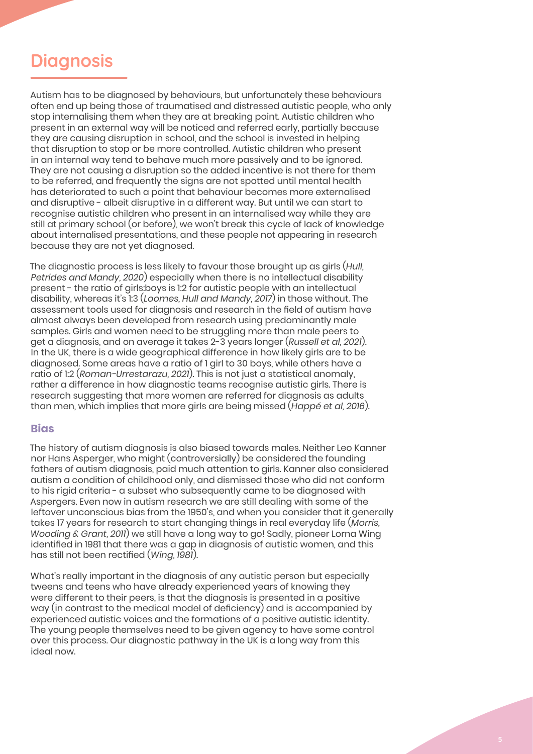# Diagnosis

Autism has to be diagnosed by behaviours, but unfortunately these behaviours often end up being those of traumatised and distressed autistic people, who only stop internalising them when they are at breaking point. Autistic children who present in an external way will be noticed and referred early, partially because they are causing disruption in school, and the school is invested in helping that disruption to stop or be more controlled. Autistic children who present in an internal way tend to behave much more passively and to be ignored. They are not causing a disruption so the added incentive is not there for them to be referred, and frequently the signs are not spotted until mental health has deteriorated to such a point that behaviour becomes more externalised and disruptive - albeit disruptive in a different way. But until we can start to recognise autistic children who present in an internalised way while they are still at primary school (or before), we won't break this cycle of lack of knowledge about internalised presentations, and these people not appearing in research because they are not yet diagnosed.

The diagnostic process is less likely to favour those brought up as girls (*Hull, Petrides and Mandy, 2020*) especially when there is no intellectual disability present - the ratio of girls:boys is 1:2 for autistic people with an intellectual disability, whereas it's 1:3 (*Loomes, Hull and Mandy, 2017*) in those without. The assessment tools used for diagnosis and research in the field of autism have almost always been developed from research using predominantly male samples. Girls and women need to be struggling more than male peers to get a diagnosis, and on average it takes 2-3 years longer (*Russell et al, 2021*). In the UK, there is a wide geographical difference in how likely girls are to be diagnosed. Some areas have a ratio of 1 girl to 30 boys, while others have a ratio of 1:2 (*Roman-Urrestarazu, 2021*). This is not just a statistical anomaly, rather a difference in how diagnostic teams recognise autistic girls. There is research suggesting that more women are referred for diagnosis as adults than men, which implies that more girls are being missed (*Happé et al, 2016*).

### Bias

The history of autism diagnosis is also biased towards males. Neither Leo Kanner nor Hans Asperger, who might (controversially) be considered the founding fathers of autism diagnosis, paid much attention to girls. Kanner also considered autism a condition of childhood only, and dismissed those who did not conform to his rigid criteria - a subset who subsequently came to be diagnosed with Aspergers. Even now in autism research we are still dealing with some of the leftover unconscious bias from the 1950's, and when you consider that it generally takes 17 years for research to start changing things in real everyday life (*Morris, Wooding & Grant, 2011*) we still have a long way to go! Sadly, pioneer Lorna Wing identified in 1981 that there was a gap in diagnosis of autistic women, and this has still not been rectified (*Wing, 1981*).

What's really important in the diagnosis of any autistic person but especially tweens and teens who have already experienced years of knowing they were different to their peers, is that the diagnosis is presented in a positive way (in contrast to the medical model of deficiency) and is accompanied by experienced autistic voices and the formations of a positive autistic identity. The young people themselves need to be given agency to have some control over this process. Our diagnostic pathway in the UK is a long way from this ideal now.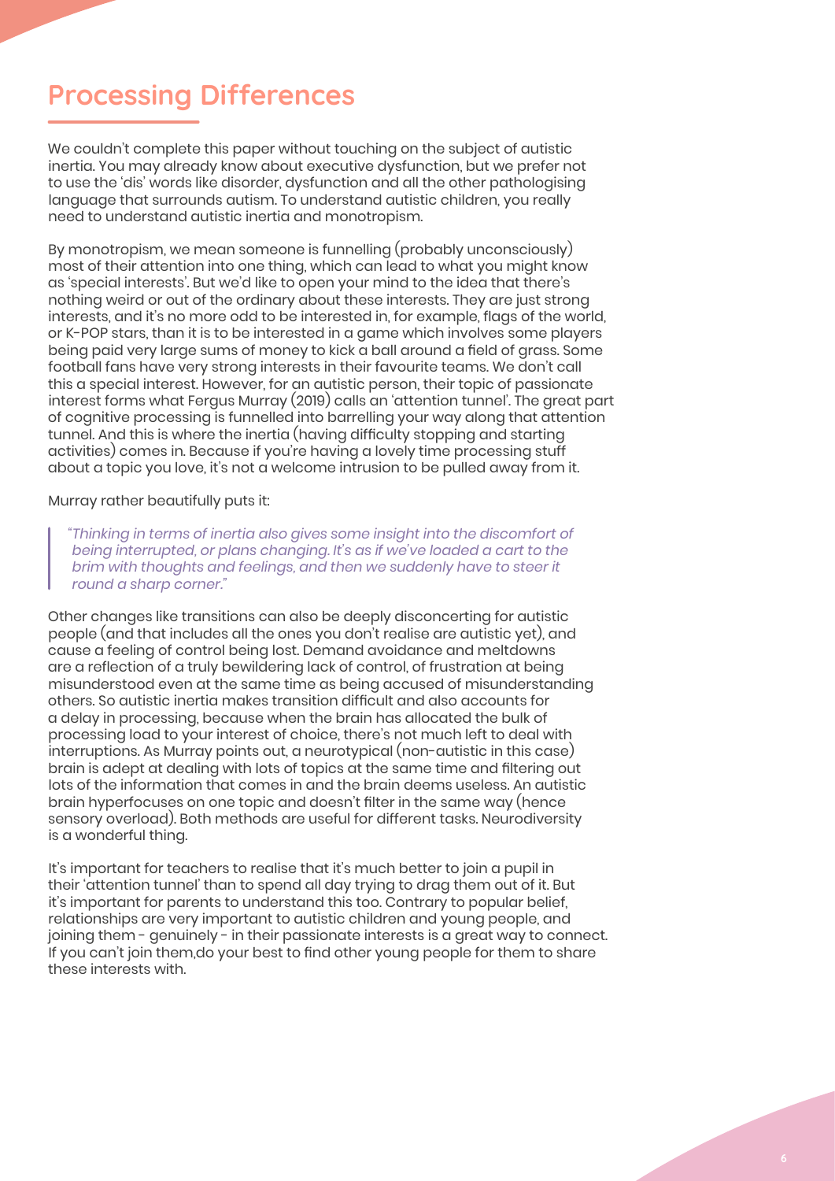# Processing Differences

We couldn't complete this paper without touching on the subject of autistic inertia. You may already know about executive dysfunction, but we prefer not to use the 'dis' words like disorder, dysfunction and all the other pathologising language that surrounds autism. To understand autistic children, you really need to understand autistic inertia and monotropism.

By monotropism, we mean someone is funnelling (probably unconsciously) most of their attention into one thing, which can lead to what you might know as 'special interests'. But we'd like to open your mind to the idea that there's nothing weird or out of the ordinary about these interests. They are just strong interests, and it's no more odd to be interested in, for example, flags of the world, or K-POP stars, than it is to be interested in a game which involves some players being paid very large sums of money to kick a ball around a field of grass. Some football fans have very strong interests in their favourite teams. We don't call this a special interest. However, for an autistic person, their topic of passionate interest forms what Fergus Murray (2019) calls an 'attention tunnel'. The great part of cognitive processing is funnelled into barrelling your way along that attention tunnel. And this is where the inertia (having difficulty stopping and starting activities) comes in. Because if you're having a lovely time processing stuff about a topic you love, it's not a welcome intrusion to be pulled away from it.

Murray rather beautifully puts it:

> *"Thinking in terms of inertia also gives some insight into the discomfort of being interrupted, or plans changing. It's as if we've loaded a cart to the brim with thoughts and feelings, and then we suddenly have to steer it round a sharp corner."*

Other changes like transitions can also be deeply disconcerting for autistic people (and that includes all the ones you don't realise are autistic yet), and cause a feeling of control being lost. Demand avoidance and meltdowns are a reflection of a truly bewildering lack of control, of frustration at being misunderstood even at the same time as being accused of misunderstanding others. So autistic inertia makes transition difficult and also accounts for a delay in processing, because when the brain has allocated the bulk of processing load to your interest of choice, there's not much left to deal with interruptions. As Murray points out, a neurotypical (non-autistic in this case) brain is adept at dealing with lots of topics at the same time and filtering out lots of the information that comes in and the brain deems useless. An autistic brain hyperfocuses on one topic and doesn't filter in the same way (hence sensory overload). Both methods are useful for different tasks. Neurodiversity is a wonderful thing.

It's important for teachers to realise that it's much better to join a pupil in their 'attention tunnel' than to spend all day trying to drag them out of it. But it's important for parents to understand this too. Contrary to popular belief, relationships are very important to autistic children and young people, and joining them - genuinely - in their passionate interests is a great way to connect. If you can't join them,do your best to find other young people for them to share these interests with.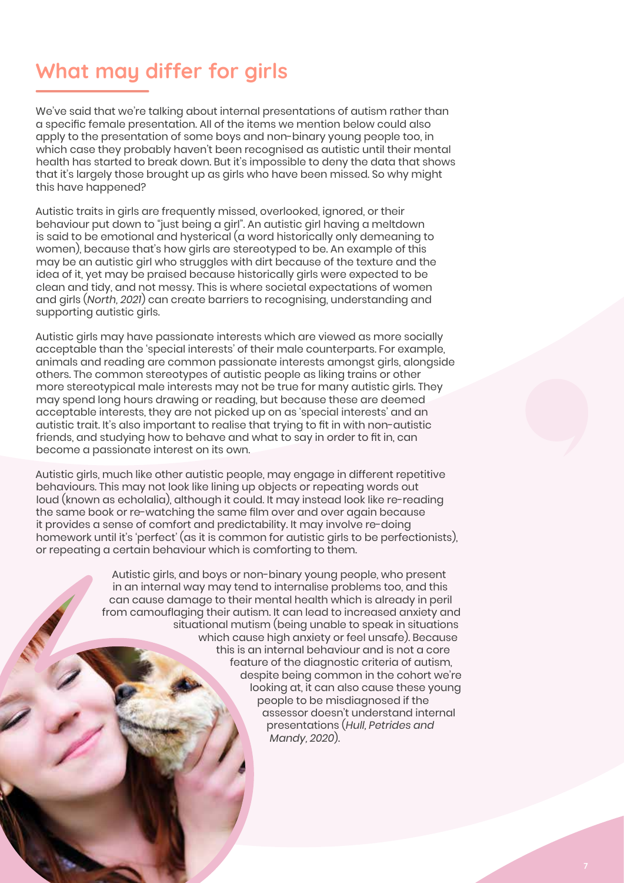## What may differ for girls

We've said that we're talking about internal presentations of autism rather than a specific female presentation. All of the items we mention below could also apply to the presentation of some boys and non-binary young people too, in which case they probably haven't been recognised as autistic until their mental health has started to break down. But it's impossible to deny the data that shows that it's largely those brought up as girls who have been missed. So why might this have happened?

Autistic traits in girls are frequently missed, overlooked, ignored, or their behaviour put down to "just being a girl". An autistic girl having a meltdown is said to be emotional and hysterical (a word historically only demeaning to women), because that's how girls are stereotyped to be. An example of this may be an autistic girl who struggles with dirt because of the texture and the idea of it, yet may be praised because historically girls were expected to be clean and tidy, and not messy. This is where societal expectations of women and girls (*North, 2021*) can create barriers to recognising, understanding and supporting autistic girls.

Autistic girls may have passionate interests which are viewed as more socially acceptable than the 'special interests' of their male counterparts. For example, animals and reading are common passionate interests amongst girls, alongside others. The common stereotypes of autistic people as liking trains or other more stereotypical male interests may not be true for many autistic girls. They may spend long hours drawing or reading, but because these are deemed acceptable interests, they are not picked up on as 'special interests' and an autistic trait. It's also important to realise that trying to fit in with non-autistic friends, and studying how to behave and what to say in order to fit in, can become a passionate interest on its own.

Autistic girls, much like other autistic people, may engage in different repetitive behaviours. This may not look like lining up objects or repeating words out loud (known as echolalia), although it could. It may instead look like re-reading the same book or re-watching the same film over and over again because it provides a sense of comfort and predictability. It may involve re-doing homework until it's 'perfect' (as it is common for autistic girls to be perfectionists), or repeating a certain behaviour which is comforting to them.

Autistic girls, and boys or non-binary young people, who present in an internal way may tend to internalise problems too, and this can cause damage to their mental health which is already in peril from camouflaging their autism. It can lead to increased anxiety and situational mutism (being unable to speak in situations which cause high anxiety or feel unsafe). Because this is an internal behaviour and is not a core feature of the diagnostic criteria of autism, despite being common in the cohort we're looking at, it can also cause these young people to be misdiagnosed if the assessor doesn't understand internal presentations (*Hull, Petrides and Mandy, 2020*).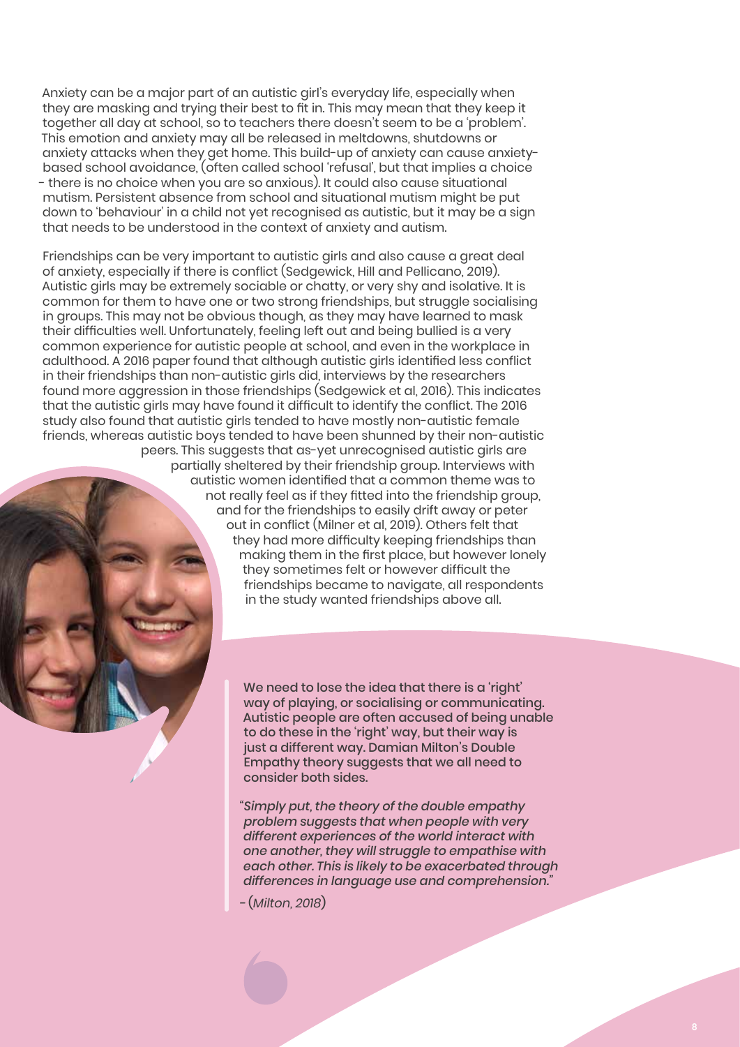Anxiety can be a major part of an autistic girl's everyday life, especially when they are masking and trying their best to fit in. This may mean that they keep it together all day at school, so to teachers there doesn't seem to be a 'problem'. This emotion and anxiety may all be released in meltdowns, shutdowns or anxiety attacks when they get home. This build-up of anxiety can cause anxiety-based school avoidance, (often called school 'refusal', but that implies a choice - there is no choice when you are so anxious). It could also cause situational mutism. Persistent absence from school and situational mutism might be put down to 'behaviour' in a child not yet recognised as autistic, but it may be a sign that needs to be understood in the context of anxiety and autism.

Friendships can be very important to autistic girls and also cause a great deal of anxiety, especially if there is conflict (Sedgewick, Hill and Pellicano, 2019). Autistic girls may be extremely sociable or chatty, or very shy and isolative. It is common for them to have one or two strong friendships, but struggle socialising in groups. This may not be obvious though, as they may have learned to mask their difficulties well. Unfortunately, feeling left out and being bullied is a very common experience for autistic people at school, and even in the workplace in adulthood. A 2016 paper found that although autistic girls identified less conflict in their friendships than non-autistic girls did, interviews by the researchers found more aggression in those friendships (Sedgewick et al, 2016). This indicates that the autistic girls may have found it difficult to identify the conflict. The 2016 study also found that autistic girls tended to have mostly non-autistic female friends, whereas autistic boys tended to have been shunned by their non-autistic peers. This suggests that as-yet unrecognised autistic girls are partially sheltered by their friendship group. Interviews with autistic women identified that a common theme was to not really feel as if they fitted into the friendship group, and for the friendships to easily drift away or peter out in conflict (Milner et al, 2019). Others felt that they had more difficulty keeping friendships than making them in the first place, but however lonely they sometimes felt or however difficult the friendships became to navigate, all respondents in the study wanted friendships above all.

**We need to lose the idea that there is a 'right' way of playing, or socialising or communicating. Autistic people are often accused of being unable to do these in the 'right' way, but their way is just a different way. Damian Milton's Double Empathy theory suggests that we all need to consider both sides.**

*"Simply put, the theory of the double empathy problem suggests that when people with very different experiences of the world interact with one another, they will struggle to empathise with each other. This is likely to be exacerbated through differences in language use and comprehension."*

- (*Milton, 2018*)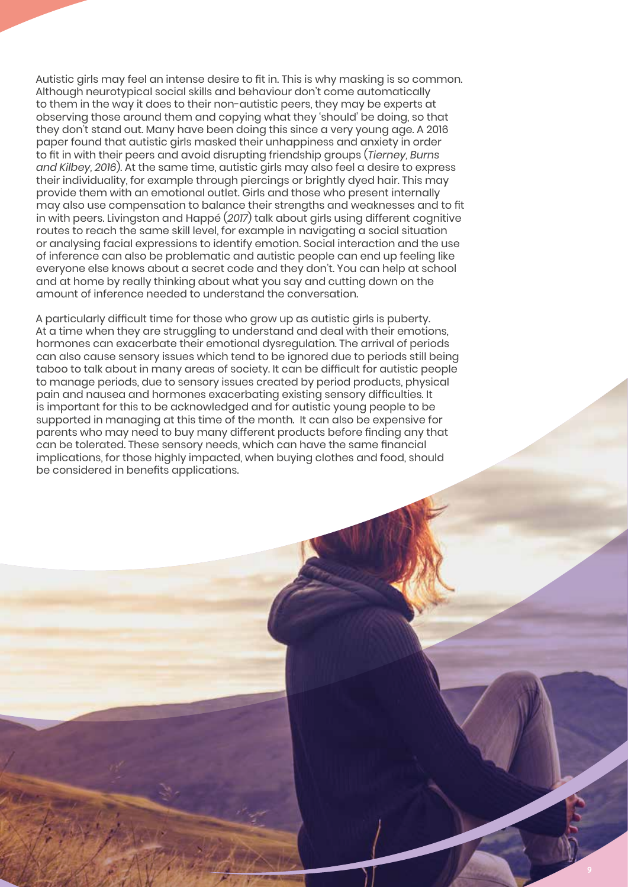Autistic girls may feel an intense desire to fit in. This is why masking is so common. Although neurotypical social skills and behaviour don't come automatically to them in the way it does to their non-autistic peers, they may be experts at observing those around them and copying what they 'should' be doing, so that they don't stand out. Many have been doing this since a very young age. A 2016 paper found that autistic girls masked their unhappiness and anxiety in order to fit in with their peers and avoid disrupting friendship groups (*Tierney, Burns and Kilbey, 2016*). At the same time, autistic girls may also feel a desire to express their individuality, for example through piercings or brightly dyed hair. This may provide them with an emotional outlet. Girls and those who present internally may also use compensation to balance their strengths and weaknesses and to fit in with peers. Livingston and Happé (*2017*) talk about girls using different cognitive routes to reach the same skill level, for example in navigating a social situation or analysing facial expressions to identify emotion. Social interaction and the use of inference can also be problematic and autistic people can end up feeling like everyone else knows about a secret code and they don't. You can help at school and at home by really thinking about what you say and cutting down on the amount of inference needed to understand the conversation.

A particularly difficult time for those who grow up as autistic girls is puberty. At a time when they are struggling to understand and deal with their emotions, hormones can exacerbate their emotional dysregulation. The arrival of periods can also cause sensory issues which tend to be ignored due to periods still being taboo to talk about in many areas of society. It can be difficult for autistic people to manage periods, due to sensory issues created by period products, physical pain and nausea and hormones exacerbating existing sensory difficulties. It is important for this to be acknowledged and for autistic young people to be supported in managing at this time of the month. It can also be expensive for parents who may need to buy many different products before finding any that can be tolerated. These sensory needs, which can have the same financial implications, for those highly impacted, when buying clothes and food, should be considered in benefits applications.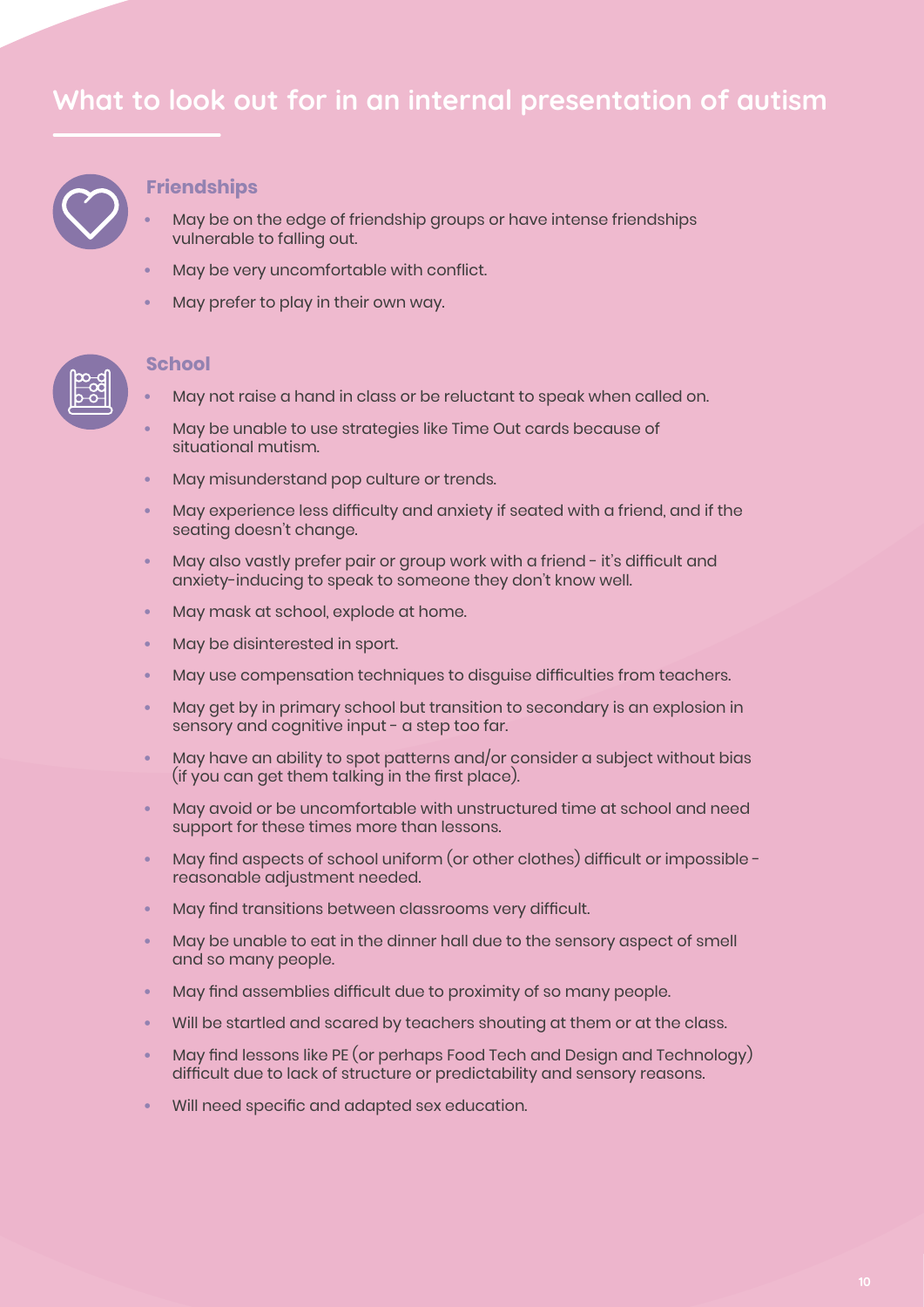## What to look out for in an internal presentation of autism

### Friendships

- May be on the edge of friendship groups or have intense friendships vulnerable to falling out.
- May be very uncomfortable with conflict.
- May prefer to play in their own way.

### School

- May not raise a hand in class or be reluctant to speak when called on.
- May be unable to use strategies like Time Out cards because of situational mutism.
- May misunderstand pop culture or trends.
- May experience less difficulty and anxiety if seated with a friend, and if the seating doesn't change.
- May also vastly prefer pair or group work with a friend - it's difficult and anxiety-inducing to speak to someone they don't know well.
- May mask at school, explode at home.
- May be disinterested in sport.
- May use compensation techniques to disguise difficulties from teachers.
- May get by in primary school but transition to secondary is an explosion in sensory and cognitive input - a step too far.
- May have an ability to spot patterns and/or consider a subject without bias (if you can get them talking in the first place).
- May avoid or be uncomfortable with unstructured time at school and need support for these times more than lessons.
- May find aspects of school uniform (or other clothes) difficult or impossible - reasonable adjustment needed.
- May find transitions between classrooms very difficult.
- May be unable to eat in the dinner hall due to the sensory aspect of smell and so many people.
- May find assemblies difficult due to proximity of so many people.
- Will be startled and scared by teachers shouting at them or at the class.
- May find lessons like PE (or perhaps Food Tech and Design and Technology) difficult due to lack of structure or predictability and sensory reasons.
- Will need specific and adapted sex education.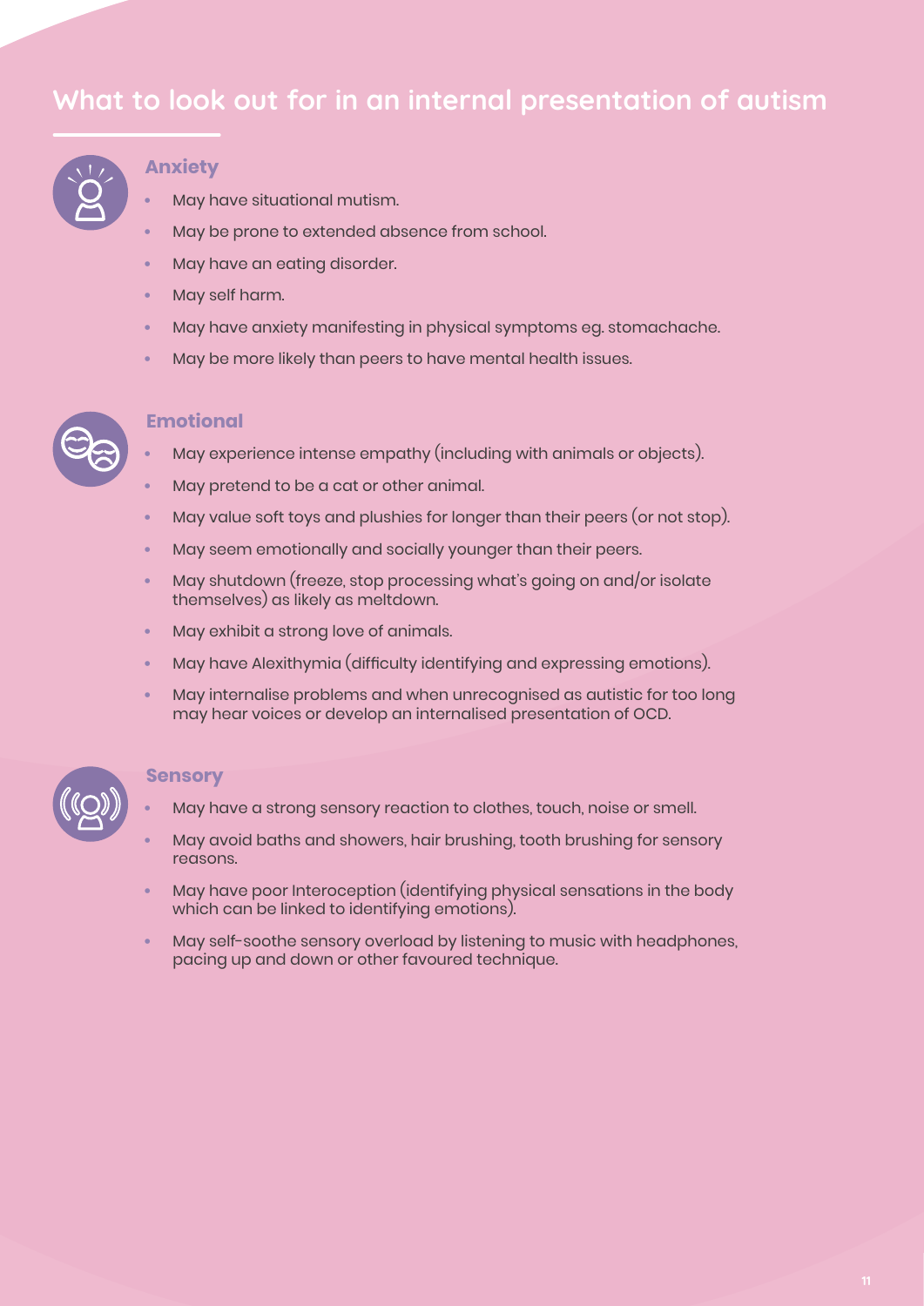## What to look out for in an internal presentation of autism

### Anxiety

- May have situational mutism.
- May be prone to extended absence from school.
- May have an eating disorder.
- May self harm.
- May have anxiety manifesting in physical symptoms eg. stomachache.
- May be more likely than peers to have mental health issues.

### Emotional

- May experience intense empathy (including with animals or objects).
- May pretend to be a cat or other animal.
- May value soft toys and plushies for longer than their peers (or not stop).
- May seem emotionally and socially younger than their peers.
- May shutdown (freeze, stop processing what's going on and/or isolate themselves) as likely as meltdown.
- May exhibit a strong love of animals.
- May have Alexithymia (difficulty identifying and expressing emotions).
- May internalise problems and when unrecognised as autistic for too long may hear voices or develop an internalised presentation of OCD.

### Sensory

- May have a strong sensory reaction to clothes, touch, noise or smell.
- May avoid baths and showers, hair brushing, tooth brushing for sensory reasons.
- May have poor Interoception (identifying physical sensations in the body which can be linked to identifying emotions).
- May self-soothe sensory overload by listening to music with headphones, pacing up and down or other favoured technique.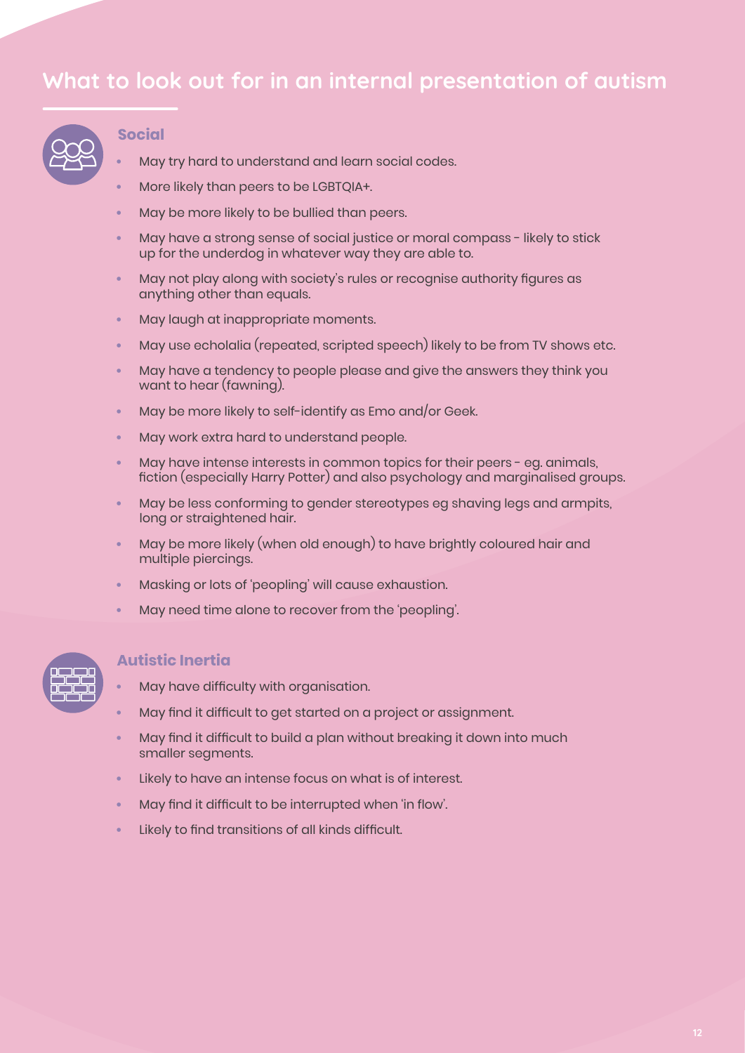## What to look out for in an internal presentation of autism

### Social

- May try hard to understand and learn social codes.
- More likely than peers to be LGBTQIA+.
- May be more likely to be bullied than peers.
- May have a strong sense of social justice or moral compass - likely to stick up for the underdog in whatever way they are able to.
- May not play along with society's rules or recognise authority figures as anything other than equals.
- May laugh at inappropriate moments.
- May use echolalia (repeated, scripted speech) likely to be from TV shows etc.
- May have a tendency to people please and give the answers they think you want to hear (fawning).
- May be more likely to self-identify as Emo and/or Geek.
- May work extra hard to understand people.
- May have intense interests in common topics for their peers - eg. animals, fiction (especially Harry Potter) and also psychology and marginalised groups.
- May be less conforming to gender stereotypes eg shaving legs and armpits, long or straightened hair.
- May be more likely (when old enough) to have brightly coloured hair and multiple piercings.
- Masking or lots of 'peopling' will cause exhaustion.
- May need time alone to recover from the 'peopling'.

### Autistic Inertia

- May have difficulty with organisation.
- May find it difficult to get started on a project or assignment.
- May find it difficult to build a plan without breaking it down into much smaller segments.
- Likely to have an intense focus on what is of interest.
- May find it difficult to be interrupted when 'in flow'.
- Likely to find transitions of all kinds difficult.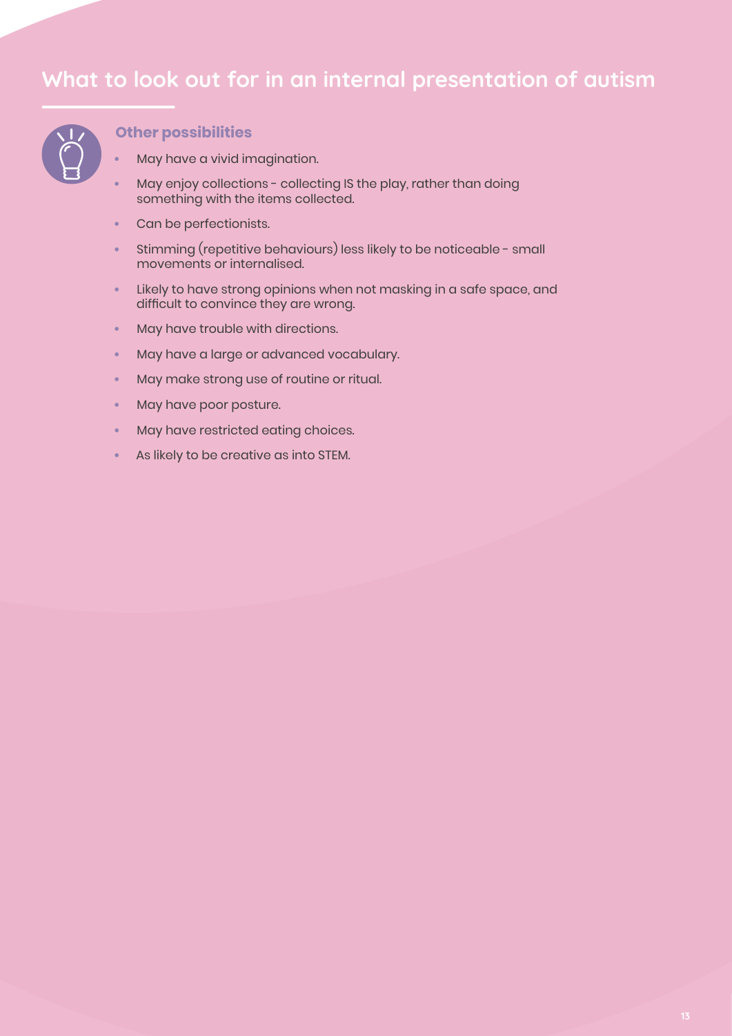# What to look out for in an internal presentation of autism

### Other possibilities

- May have a vivid imagination.
- May enjoy collections - collecting IS the play, rather than doing something with the items collected.
- Can be perfectionists.
- Stimming (repetitive behaviours) less likely to be noticeable - small movements or internalised.
- Likely to have strong opinions when not masking in a safe space, and difficult to convince they are wrong.
- May have trouble with directions.
- May have a large or advanced vocabulary.
- May make strong use of routine or ritual.
- May have poor posture.
- May have restricted eating choices.
- As likely to be creative as into STEM.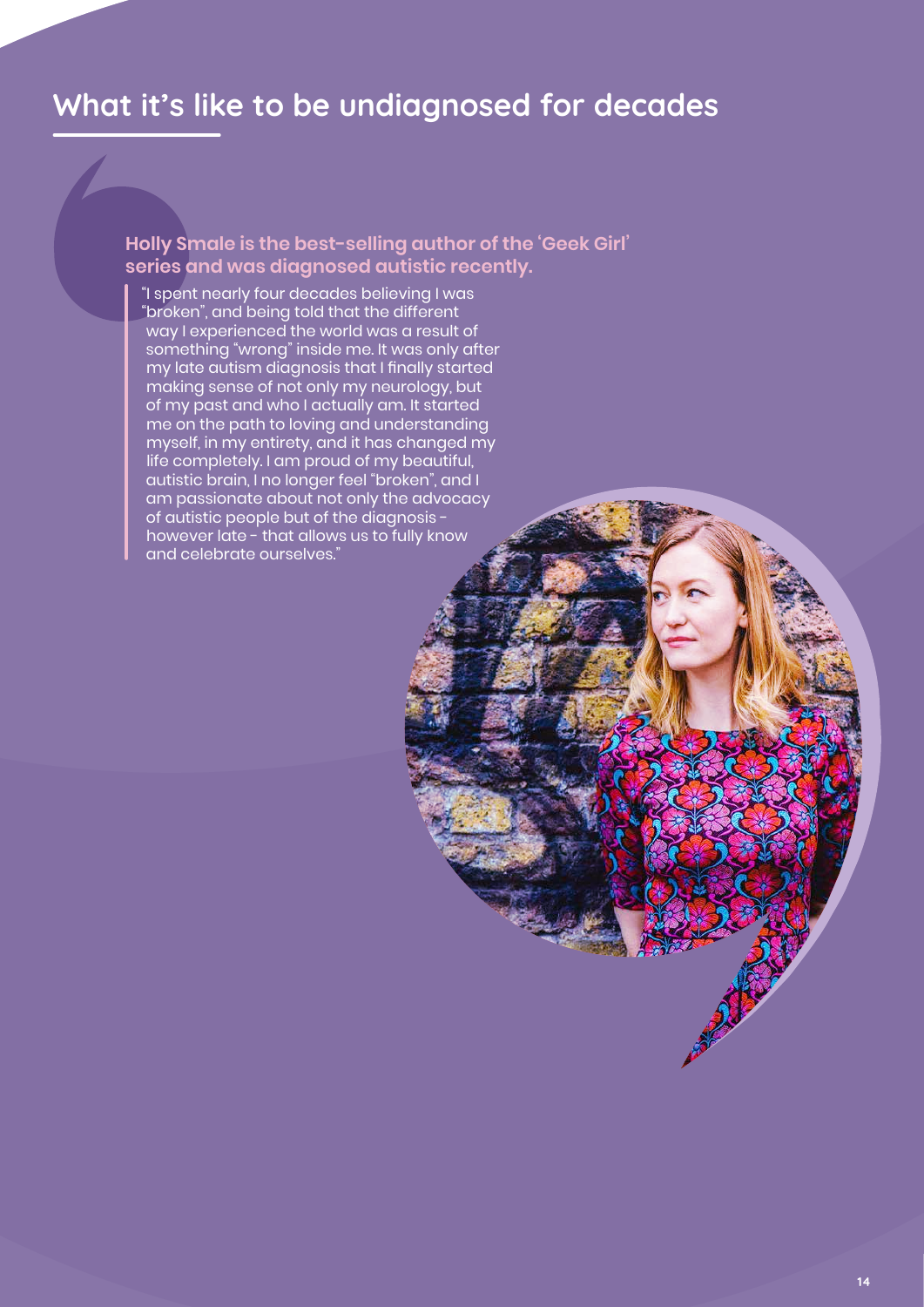## What it's like to be undiagnosed for decades

**Holly Smale is the best-selling author of the 'Geek Girl' series and was diagnosed autistic recently.**

> "I spent nearly four decades believing I was "broken", and being told that the different way I experienced the world was a result of something "wrong" inside me. It was only after my late autism diagnosis that I finally started making sense of not only my neurology, but of my past and who I actually am. It started me on the path to loving and understanding myself, in my entirety, and it has changed my life completely. I am proud of my beautiful, autistic brain, I no longer feel "broken", and I am passionate about not only the advocacy of autistic people but of the diagnosis - however late - that allows us to fully know and celebrate ourselves."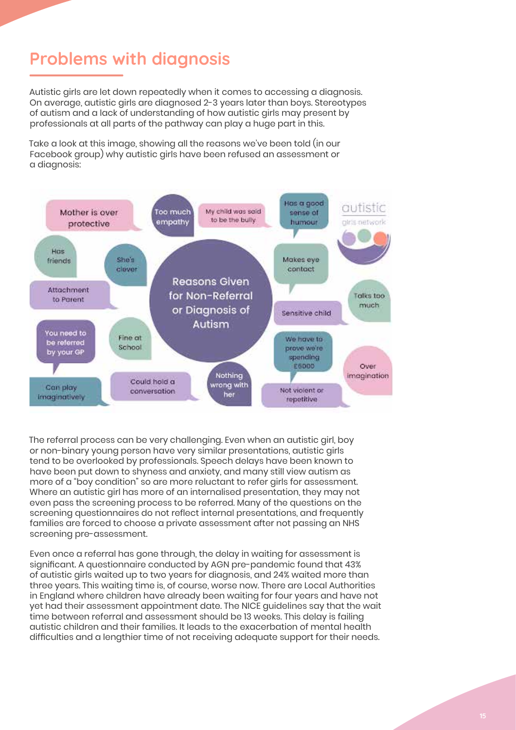## Problems with diagnosis

Autistic girls are let down repeatedly when it comes to accessing a diagnosis. On average, autistic girls are diagnosed 2-3 years later than boys. Stereotypes of autism and a lack of understanding of how autistic girls may present by professionals at all parts of the pathway can play a huge part in this.

Take a look at this image, showing all the reasons we've been told (in our Facebook group) why autistic girls have been refused an assessment or a diagnosis:

**Reasons Given for Non-Referral or Diagnosis of Autism**

- Mother is over protective
- Too much empathy
- My child was said to be the bully
- Has a good sense of humour
- Has friends
- She's clever
- Makes eye contact
- Attachment to Parent
- Talks too much
- Sensitive child
- You need to be referred by your GP
- Fine at School
- We have to prove we're spending £6000
- Over imagination
- Can play imaginatively
- Could hold a conversation
- Nothing wrong with her
- Not violent or repetitive

autistic girls network

The referral process can be very challenging. Even when an autistic girl, boy or non-binary young person have very similar presentations, autistic girls tend to be overlooked by professionals. Speech delays have been known to have been put down to shyness and anxiety, and many still view autism as more of a "boy condition" so are more reluctant to refer girls for assessment. Where an autistic girl has more of an internalised presentation, they may not even pass the screening process to be referred. Many of the questions on the screening questionnaires do not reflect internal presentations, and frequently families are forced to choose a private assessment after not passing an NHS screening pre-assessment.

Even once a referral has gone through, the delay in waiting for assessment is significant. A questionnaire conducted by AGN pre-pandemic found that 43% of autistic girls waited up to two years for diagnosis, and 24% waited more than three years. This waiting time is, of course, worse now. There are Local Authorities in England where children have already been waiting for four years and have not yet had their assessment appointment date. The NICE guidelines say that the wait time between referral and assessment should be 13 weeks. This delay is failing autistic children and their families. It leads to the exacerbation of mental health difficulties and a lengthier time of not receiving adequate support for their needs.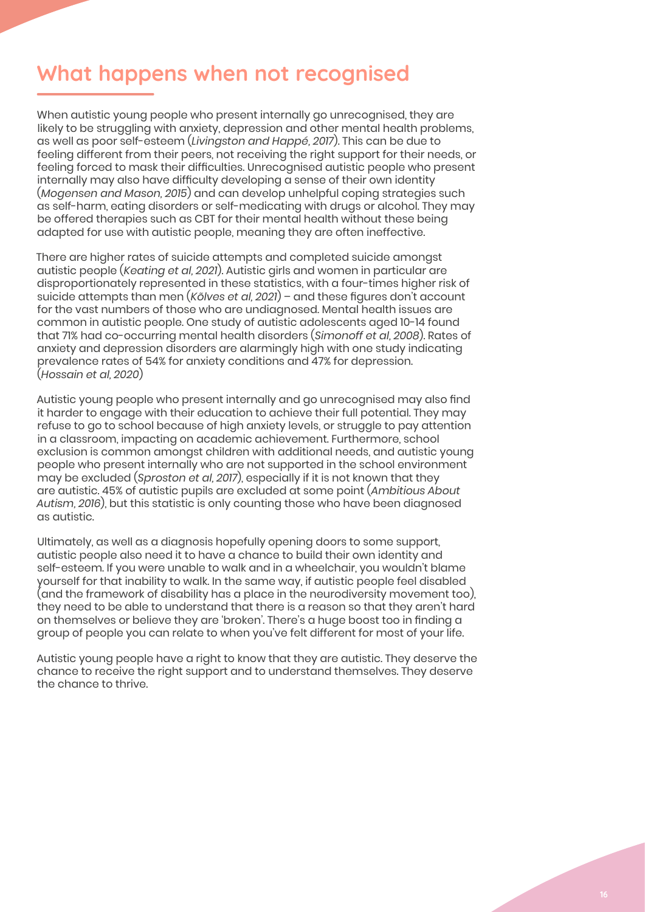## What happens when not recognised

When autistic young people who present internally go unrecognised, they are likely to be struggling with anxiety, depression and other mental health problems, as well as poor self-esteem (*Livingston and Happé, 2017*). This can be due to feeling different from their peers, not receiving the right support for their needs, or feeling forced to mask their difficulties. Unrecognised autistic people who present internally may also have difficulty developing a sense of their own identity (*Mogensen and Mason, 2015*) and can develop unhelpful coping strategies such as self-harm, eating disorders or self-medicating with drugs or alcohol. They may be offered therapies such as CBT for their mental health without these being adapted for use with autistic people, meaning they are often ineffective.

There are higher rates of suicide attempts and completed suicide amongst autistic people (*Keating et al, 2021*). Autistic girls and women in particular are disproportionately represented in these statistics, with a four-times higher risk of suicide attempts than men (*Kõlves et al, 2021*) – and these figures don't account for the vast numbers of those who are undiagnosed. Mental health issues are common in autistic people. One study of autistic adolescents aged 10-14 found that 71% had co-occurring mental health disorders (*Simonoff et al, 2008*). Rates of anxiety and depression disorders are alarmingly high with one study indicating prevalence rates of 54% for anxiety conditions and 47% for depression. (*Hossain et al, 2020*)

Autistic young people who present internally and go unrecognised may also find it harder to engage with their education to achieve their full potential. They may refuse to go to school because of high anxiety levels, or struggle to pay attention in a classroom, impacting on academic achievement. Furthermore, school exclusion is common amongst children with additional needs, and autistic young people who present internally who are not supported in the school environment may be excluded (*Sproston et al, 2017*), especially if it is not known that they are autistic. 45% of autistic pupils are excluded at some point (*Ambitious About Autism, 2016*), but this statistic is only counting those who have been diagnosed as autistic.

Ultimately, as well as a diagnosis hopefully opening doors to some support, autistic people also need it to have a chance to build their own identity and self-esteem. If you were unable to walk and in a wheelchair, you wouldn't blame yourself for that inability to walk. In the same way, if autistic people feel disabled (and the framework of disability has a place in the neurodiversity movement too), they need to be able to understand that there is a reason so that they aren't hard on themselves or believe they are 'broken'. There's a huge boost too in finding a group of people you can relate to when you've felt different for most of your life.

Autistic young people have a right to know that they are autistic. They deserve the chance to receive the right support and to understand themselves. They deserve the chance to thrive.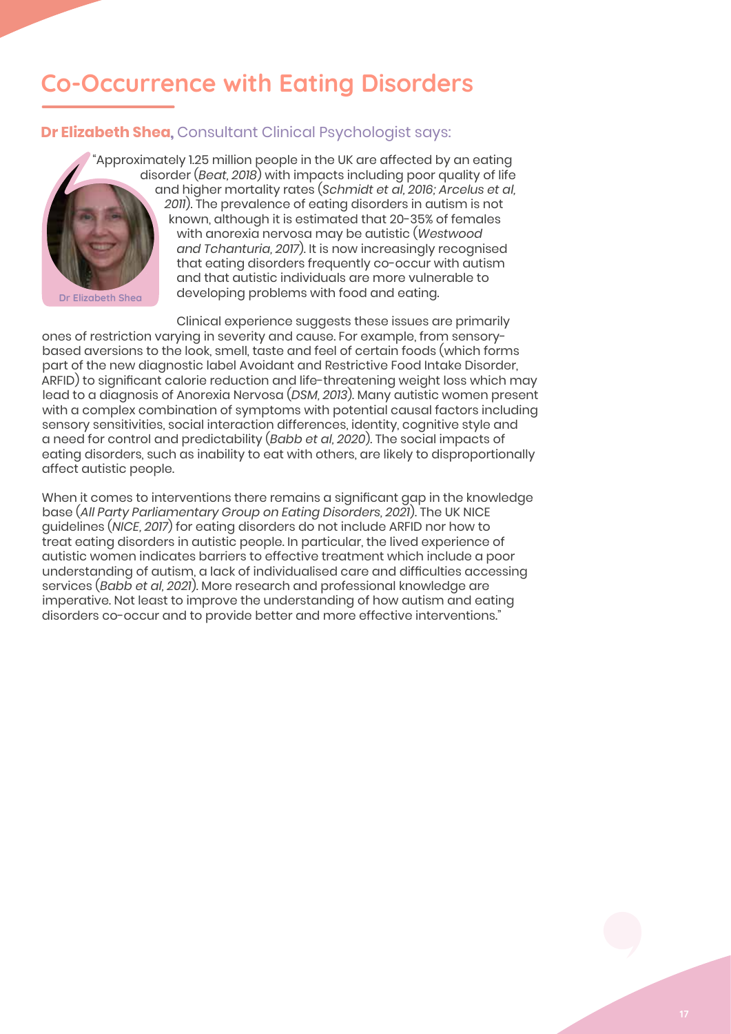# Co-Occurrence with Eating Disorders

**Dr Elizabeth Shea,** Consultant Clinical Psychologist says:

Dr Elizabeth Shea

"Approximately 1.25 million people in the UK are affected by an eating disorder (*Beat, 2018*) with impacts including poor quality of life and higher mortality rates (*Schmidt et al, 2016; Arcelus et al, 2011*). The prevalence of eating disorders in autism is not known, although it is estimated that 20-35% of females with anorexia nervosa may be autistic (*Westwood and Tchanturia, 2017*). It is now increasingly recognised that eating disorders frequently co-occur with autism and that autistic individuals are more vulnerable to developing problems with food and eating.

Clinical experience suggests these issues are primarily ones of restriction varying in severity and cause. For example, from sensory-based aversions to the look, smell, taste and feel of certain foods (which forms part of the new diagnostic label Avoidant and Restrictive Food Intake Disorder, ARFID) to significant calorie reduction and life-threatening weight loss which may lead to a diagnosis of Anorexia Nervosa (*DSM, 2013*). Many autistic women present with a complex combination of symptoms with potential causal factors including sensory sensitivities, social interaction differences, identity, cognitive style and a need for control and predictability (*Babb et al, 2020*). The social impacts of eating disorders, such as inability to eat with others, are likely to disproportionally affect autistic people.

When it comes to interventions there remains a significant gap in the knowledge base (*All Party Parliamentary Group on Eating Disorders, 2021*). The UK NICE guidelines (*NICE, 2017*) for eating disorders do not include ARFID nor how to treat eating disorders in autistic people. In particular, the lived experience of autistic women indicates barriers to effective treatment which include a poor understanding of autism, a lack of individualised care and difficulties accessing services (*Babb et al, 2021*). More research and professional knowledge are imperative. Not least to improve the understanding of how autism and eating disorders co-occur and to provide better and more effective interventions."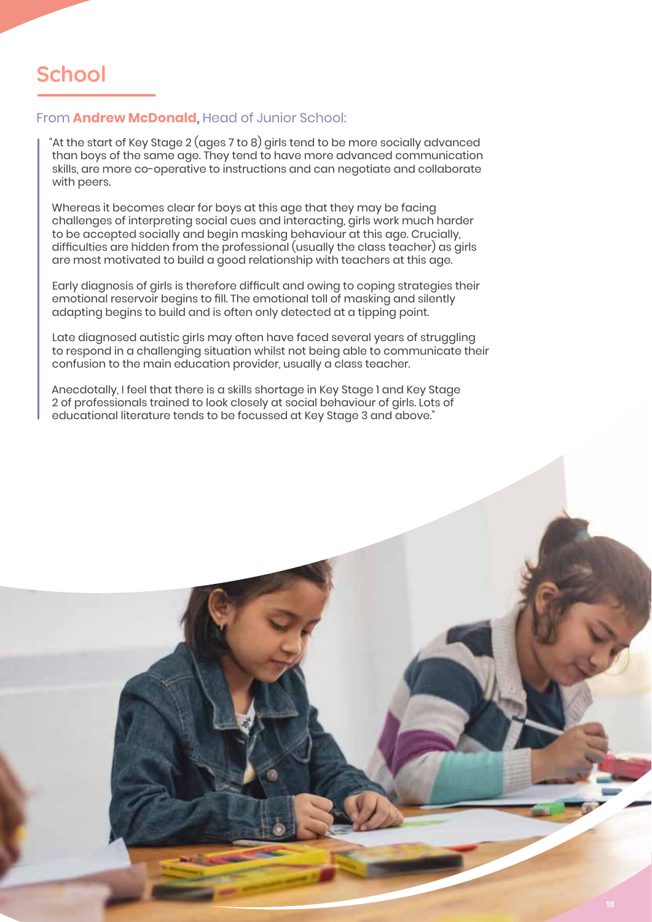# School

From **Andrew McDonald,** Head of Junior School:

> "At the start of Key Stage 2 (ages 7 to 8) girls tend to be more socially advanced than boys of the same age. They tend to have more advanced communication skills, are more co-operative to instructions and can negotiate and collaborate with peers.
>
> Whereas it becomes clear for boys at this age that they may be facing challenges of interpreting social cues and interacting, girls work much harder to be accepted socially and begin masking behaviour at this age. Crucially, difficulties are hidden from the professional (usually the class teacher) as girls are most motivated to build a good relationship with teachers at this age.
>
> Early diagnosis of girls is therefore difficult and owing to coping strategies their emotional reservoir begins to fill. The emotional toll of masking and silently adapting begins to build and is often only detected at a tipping point.
>
> Late diagnosed autistic girls may often have faced several years of struggling to respond in a challenging situation whilst not being able to communicate their confusion to the main education provider, usually a class teacher.
>
> Anecdotally, I feel that there is a skills shortage in Key Stage 1 and Key Stage 2 of professionals trained to look closely at social behaviour of girls. Lots of educational literature tends to be focussed at Key Stage 3 and above."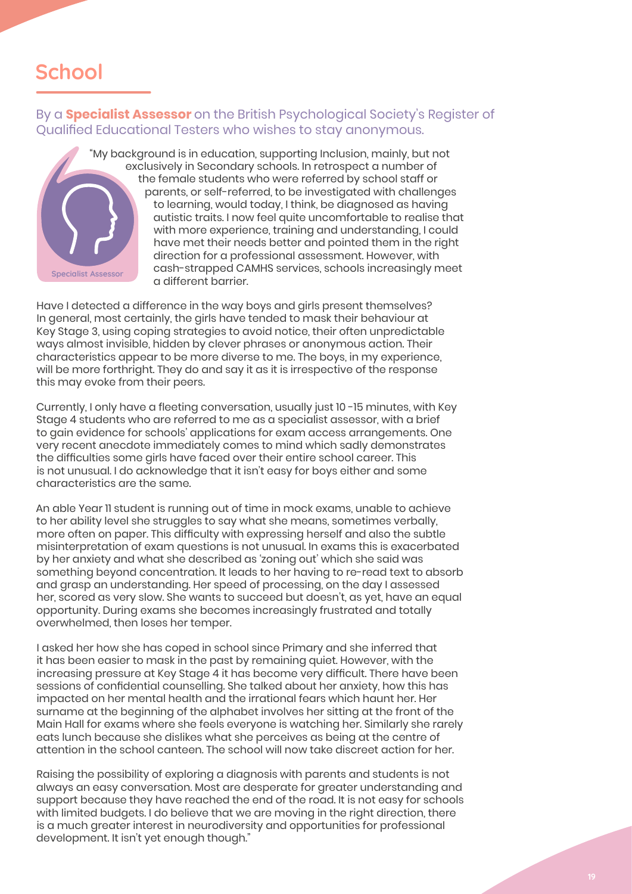# School

By a **Specialist Assessor** on the British Psychological Society's Register of Qualified Educational Testers who wishes to stay anonymous.

Specialist Assessor

"My background is in education, supporting Inclusion, mainly, but not exclusively in Secondary schools. In retrospect a number of the female students who were referred by school staff or parents, or self-referred, to be investigated with challenges to learning, would today, I think, be diagnosed as having autistic traits. I now feel quite uncomfortable to realise that with more experience, training and understanding, I could have met their needs better and pointed them in the right direction for a professional assessment. However, with cash-strapped CAMHS services, schools increasingly meet a different barrier.

Have I detected a difference in the way boys and girls present themselves? In general, most certainly, the girls have tended to mask their behaviour at Key Stage 3, using coping strategies to avoid notice, their often unpredictable ways almost invisible, hidden by clever phrases or anonymous action. Their characteristics appear to be more diverse to me. The boys, in my experience, will be more forthright. They do and say it as it is irrespective of the response this may evoke from their peers.

Currently, I only have a fleeting conversation, usually just 10 -15 minutes, with Key Stage 4 students who are referred to me as a specialist assessor, with a brief to gain evidence for schools' applications for exam access arrangements. One very recent anecdote immediately comes to mind which sadly demonstrates the difficulties some girls have faced over their entire school career. This is not unusual. I do acknowledge that it isn't easy for boys either and some characteristics are the same.

An able Year 11 student is running out of time in mock exams, unable to achieve to her ability level she struggles to say what she means, sometimes verbally, more often on paper. This difficulty with expressing herself and also the subtle misinterpretation of exam questions is not unusual. In exams this is exacerbated by her anxiety and what she described as 'zoning out' which she said was something beyond concentration. It leads to her having to re-read text to absorb and grasp an understanding. Her speed of processing, on the day I assessed her, scored as very slow. She wants to succeed but doesn't, as yet, have an equal opportunity. During exams she becomes increasingly frustrated and totally overwhelmed, then loses her temper.

I asked her how she has coped in school since Primary and she inferred that it has been easier to mask in the past by remaining quiet. However, with the increasing pressure at Key Stage 4 it has become very difficult. There have been sessions of confidential counselling. She talked about her anxiety, how this has impacted on her mental health and the irrational fears which haunt her. Her surname at the beginning of the alphabet involves her sitting at the front of the Main Hall for exams where she feels everyone is watching her. Similarly she rarely eats lunch because she dislikes what she perceives as being at the centre of attention in the school canteen. The school will now take discreet action for her.

Raising the possibility of exploring a diagnosis with parents and students is not always an easy conversation. Most are desperate for greater understanding and support because they have reached the end of the road. It is not easy for schools with limited budgets. I do believe that we are moving in the right direction, there is a much greater interest in neurodiversity and opportunities for professional development. It isn't yet enough though."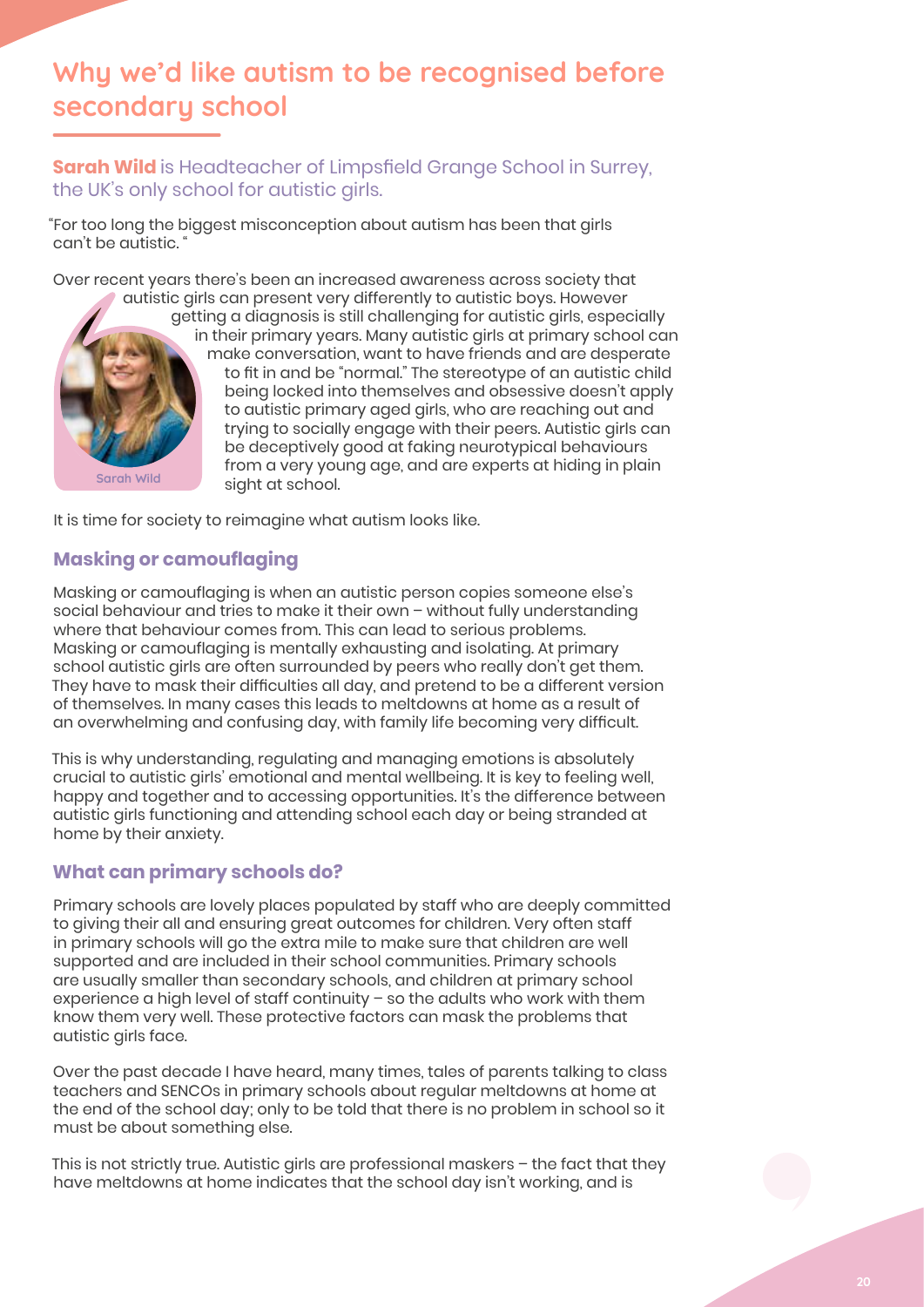## Why we'd like autism to be recognised before secondary school

**Sarah Wild** is Headteacher of Limpsfield Grange School in Surrey, the UK's only school for autistic girls.

"For too long the biggest misconception about autism has been that girls can't be autistic. "

Over recent years there's been an increased awareness across society that autistic girls can present very differently to autistic boys. However getting a diagnosis is still challenging for autistic girls, especially in their primary years. Many autistic girls at primary school can make conversation, want to have friends and are desperate to fit in and be "normal." The stereotype of an autistic child being locked into themselves and obsessive doesn't apply to autistic primary aged girls, who are reaching out and trying to socially engage with their peers. Autistic girls can be deceptively good at faking neurotypical behaviours from a very young age, and are experts at hiding in plain sight at school.

Sarah Wild

It is time for society to reimagine what autism looks like.

### Masking or camouflaging

Masking or camouflaging is when an autistic person copies someone else's social behaviour and tries to make it their own – without fully understanding where that behaviour comes from. This can lead to serious problems. Masking or camouflaging is mentally exhausting and isolating. At primary school autistic girls are often surrounded by peers who really don't get them. They have to mask their difficulties all day, and pretend to be a different version of themselves. In many cases this leads to meltdowns at home as a result of an overwhelming and confusing day, with family life becoming very difficult.

This is why understanding, regulating and managing emotions is absolutely crucial to autistic girls' emotional and mental wellbeing. It is key to feeling well, happy and together and to accessing opportunities. It's the difference between autistic girls functioning and attending school each day or being stranded at home by their anxiety.

### What can primary schools do?

Primary schools are lovely places populated by staff who are deeply committed to giving their all and ensuring great outcomes for children. Very often staff in primary schools will go the extra mile to make sure that children are well supported and are included in their school communities. Primary schools are usually smaller than secondary schools, and children at primary school experience a high level of staff continuity – so the adults who work with them know them very well. These protective factors can mask the problems that autistic girls face.

Over the past decade I have heard, many times, tales of parents talking to class teachers and SENCOs in primary schools about regular meltdowns at home at the end of the school day; only to be told that there is no problem in school so it must be about something else.

This is not strictly true. Autistic girls are professional maskers – the fact that they have meltdowns at home indicates that the school day isn't working, and is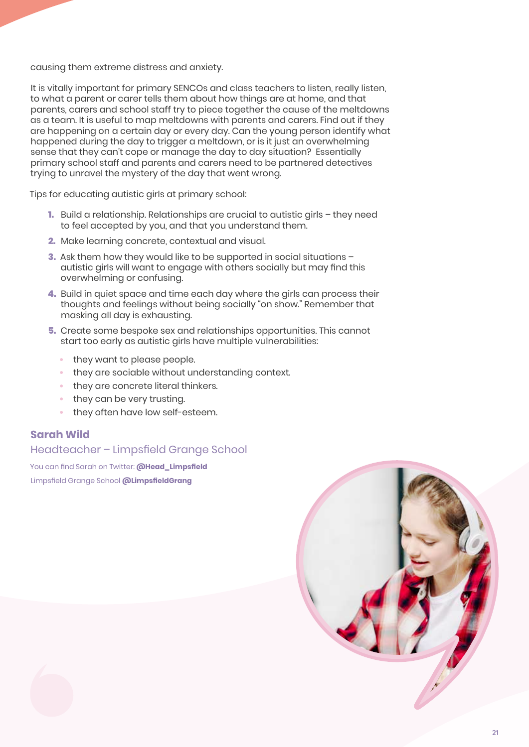causing them extreme distress and anxiety.

It is vitally important for primary SENCOs and class teachers to listen, really listen, to what a parent or carer tells them about how things are at home, and that parents, carers and school staff try to piece together the cause of the meltdowns as a team. It is useful to map meltdowns with parents and carers. Find out if they are happening on a certain day or every day. Can the young person identify what happened during the day to trigger a meltdown, or is it just an overwhelming sense that they can't cope or manage the day to day situation? Essentially primary school staff and parents and carers need to be partnered detectives trying to unravel the mystery of the day that went wrong.

Tips for educating autistic girls at primary school:

1. Build a relationship. Relationships are crucial to autistic girls – they need to feel accepted by you, and that you understand them.
2. Make learning concrete, contextual and visual.
3. Ask them how they would like to be supported in social situations – autistic girls will want to engage with others socially but may find this overwhelming or confusing.
4. Build in quiet space and time each day where the girls can process their thoughts and feelings without being socially "on show." Remember that masking all day is exhausting.
5. Create some bespoke sex and relationships opportunities. This cannot start too early as autistic girls have multiple vulnerabilities:
   - they want to please people.
   - they are sociable without understanding context.
   - they are concrete literal thinkers.
   - they can be very trusting.
   - they often have low self-esteem.

### Sarah Wild

Headteacher – Limpsfield Grange School

You can find Sarah on Twitter: **@Head_Limpsfield**

Limpsfield Grange School **@LimpsfieldGrang**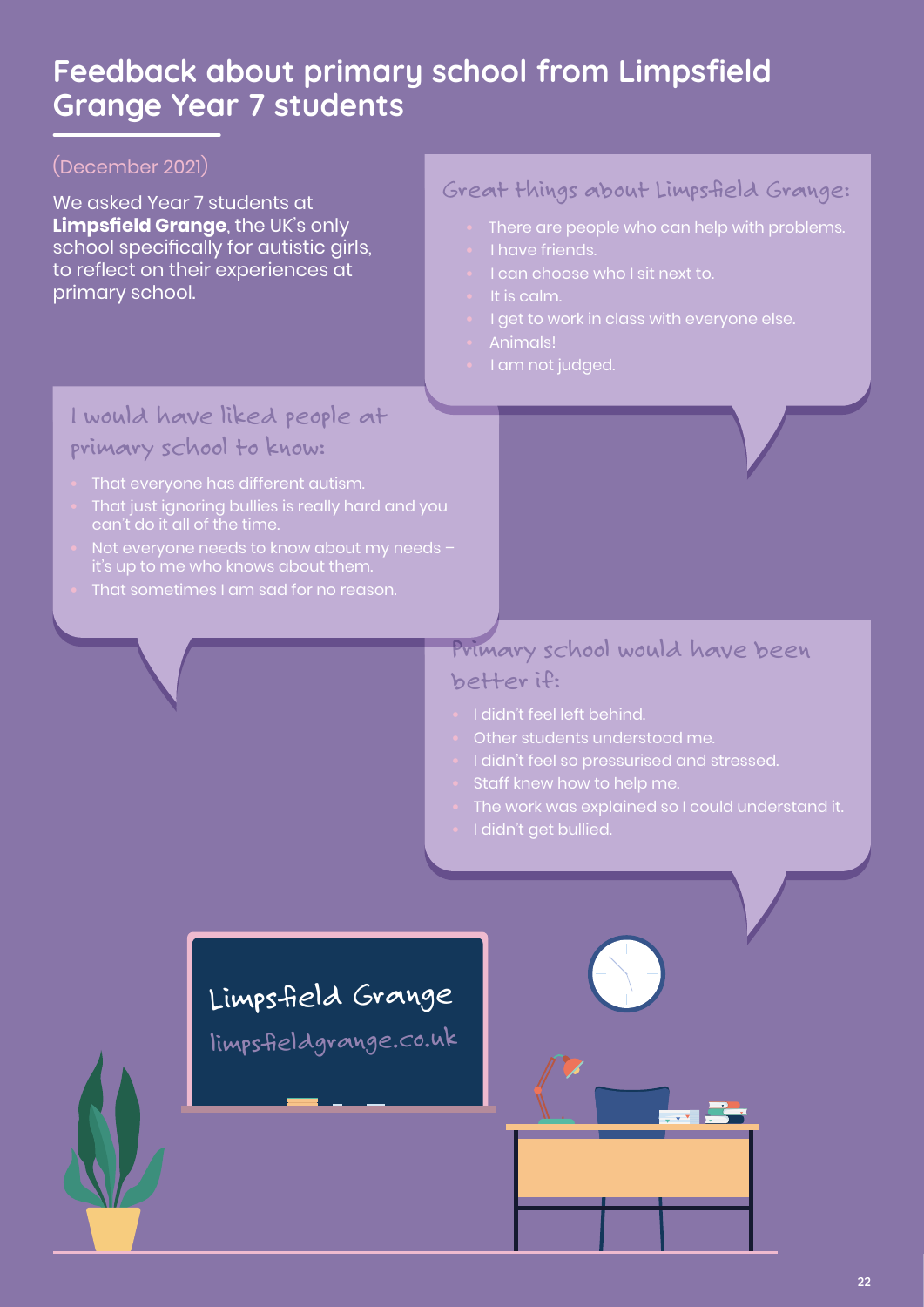# Feedback about primary school from Limpsfield Grange Year 7 students

(December 2021)

We asked Year 7 students at **Limpsfield Grange**, the UK's only school specifically for autistic girls, to reflect on their experiences at primary school.

## Great things about Limpsfield Grange:

- There are people who can help with problems.
- I have friends.
- I can choose who I sit next to.
- It is calm.
- I get to work in class with everyone else.
- Animals!
- I am not judged.

## I would have liked people at primary school to know:

- That everyone has different autism.
- That just ignoring bullies is really hard and you can't do it all of the time.
- Not everyone needs to know about my needs – it's up to me who knows about them.
- That sometimes I am sad for no reason.

## Primary school would have been better if:

- I didn't feel left behind.
- Other students understood me.
- I didn't feel so pressurised and stressed.
- Staff knew how to help me.
- The work was explained so I could understand it.
- I didn't get bullied.

Limpsfield Grange

limpsfieldgrange.co.uk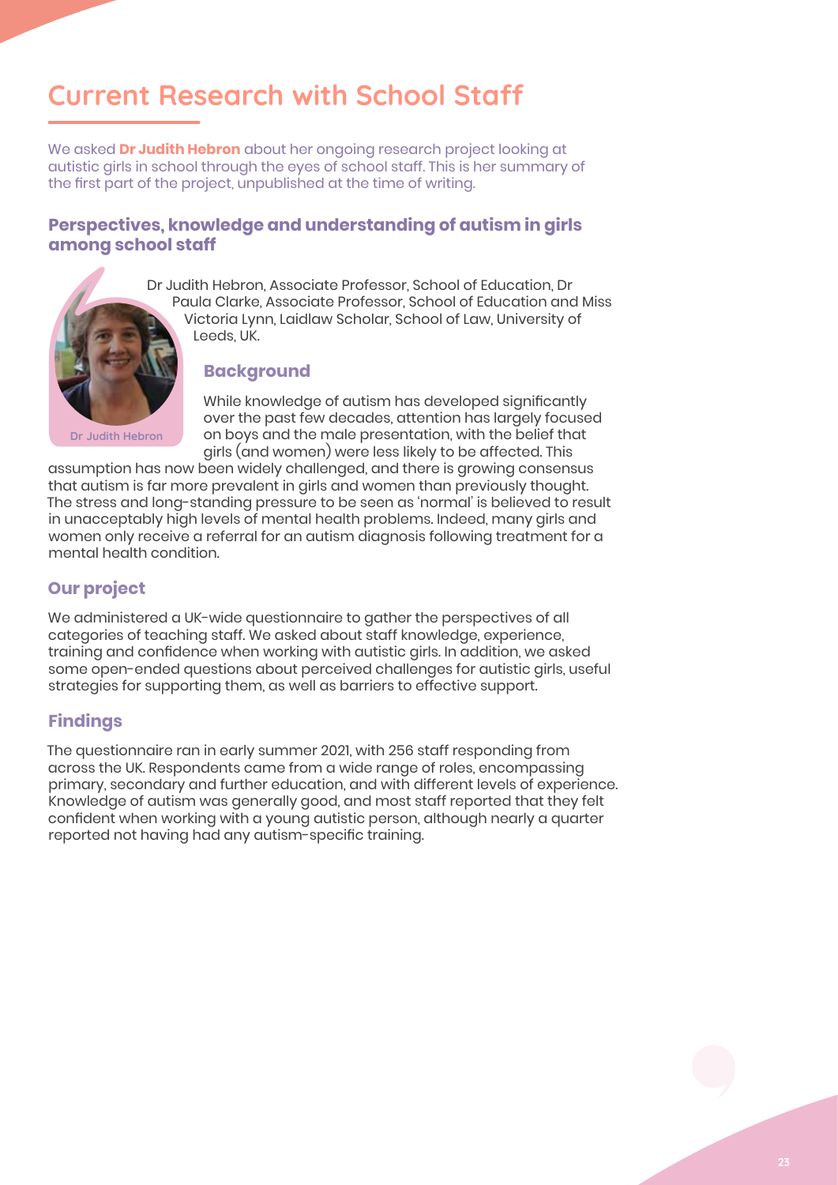# Current Research with School Staff

We asked **Dr Judith Hebron** about her ongoing research project looking at autistic girls in school through the eyes of school staff. This is her summary of the first part of the project, unpublished at the time of writing.

## Perspectives, knowledge and understanding of autism in girls among school staff

Dr Judith Hebron

Dr Judith Hebron, Associate Professor, School of Education, Dr Paula Clarke, Associate Professor, School of Education and Miss Victoria Lynn, Laidlaw Scholar, School of Law, University of Leeds, UK.

### Background

While knowledge of autism has developed significantly over the past few decades, attention has largely focused on boys and the male presentation, with the belief that girls (and women) were less likely to be affected. This assumption has now been widely challenged, and there is growing consensus that autism is far more prevalent in girls and women than previously thought. The stress and long-standing pressure to be seen as 'normal' is believed to result in unacceptably high levels of mental health problems. Indeed, many girls and women only receive a referral for an autism diagnosis following treatment for a mental health condition.

### Our project

We administered a UK-wide questionnaire to gather the perspectives of all categories of teaching staff. We asked about staff knowledge, experience, training and confidence when working with autistic girls. In addition, we asked some open-ended questions about perceived challenges for autistic girls, useful strategies for supporting them, as well as barriers to effective support.

### Findings

The questionnaire ran in early summer 2021, with 256 staff responding from across the UK. Respondents came from a wide range of roles, encompassing primary, secondary and further education, and with different levels of experience. Knowledge of autism was generally good, and most staff reported that they felt confident when working with a young autistic person, although nearly a quarter reported not having had any autism-specific training.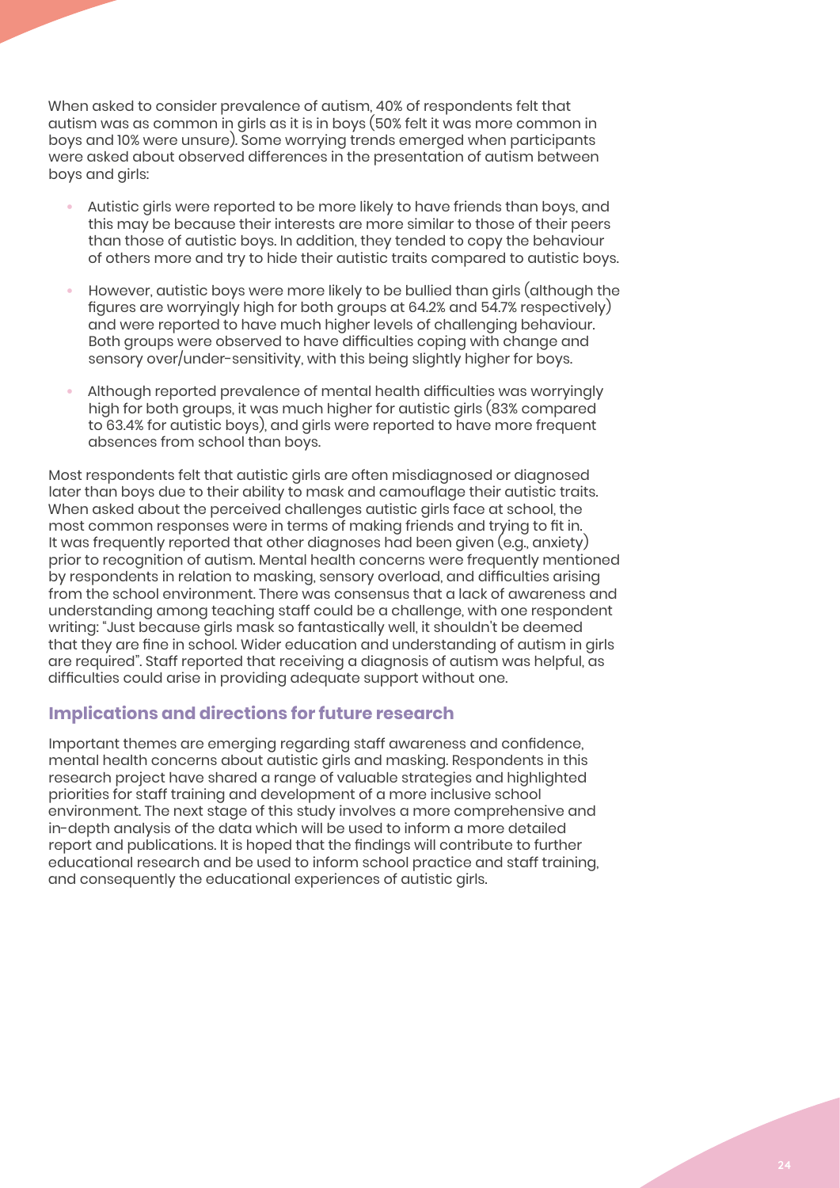When asked to consider prevalence of autism, 40% of respondents felt that autism was as common in girls as it is in boys (50% felt it was more common in boys and 10% were unsure). Some worrying trends emerged when participants were asked about observed differences in the presentation of autism between boys and girls:

- Autistic girls were reported to be more likely to have friends than boys, and this may be because their interests are more similar to those of their peers than those of autistic boys. In addition, they tended to copy the behaviour of others more and try to hide their autistic traits compared to autistic boys.
- However, autistic boys were more likely to be bullied than girls (although the figures are worryingly high for both groups at 64.2% and 54.7% respectively) and were reported to have much higher levels of challenging behaviour. Both groups were observed to have difficulties coping with change and sensory over/under-sensitivity, with this being slightly higher for boys.
- Although reported prevalence of mental health difficulties was worryingly high for both groups, it was much higher for autistic girls (83% compared to 63.4% for autistic boys), and girls were reported to have more frequent absences from school than boys.

Most respondents felt that autistic girls are often misdiagnosed or diagnosed later than boys due to their ability to mask and camouflage their autistic traits. When asked about the perceived challenges autistic girls face at school, the most common responses were in terms of making friends and trying to fit in. It was frequently reported that other diagnoses had been given (e.g., anxiety) prior to recognition of autism. Mental health concerns were frequently mentioned by respondents in relation to masking, sensory overload, and difficulties arising from the school environment. There was consensus that a lack of awareness and understanding among teaching staff could be a challenge, with one respondent writing: "Just because girls mask so fantastically well, it shouldn't be deemed that they are fine in school. Wider education and understanding of autism in girls are required". Staff reported that receiving a diagnosis of autism was helpful, as difficulties could arise in providing adequate support without one.

## Implications and directions for future research

Important themes are emerging regarding staff awareness and confidence, mental health concerns about autistic girls and masking. Respondents in this research project have shared a range of valuable strategies and highlighted priorities for staff training and development of a more inclusive school environment. The next stage of this study involves a more comprehensive and in-depth analysis of the data which will be used to inform a more detailed report and publications. It is hoped that the findings will contribute to further educational research and be used to inform school practice and staff training, and consequently the educational experiences of autistic girls.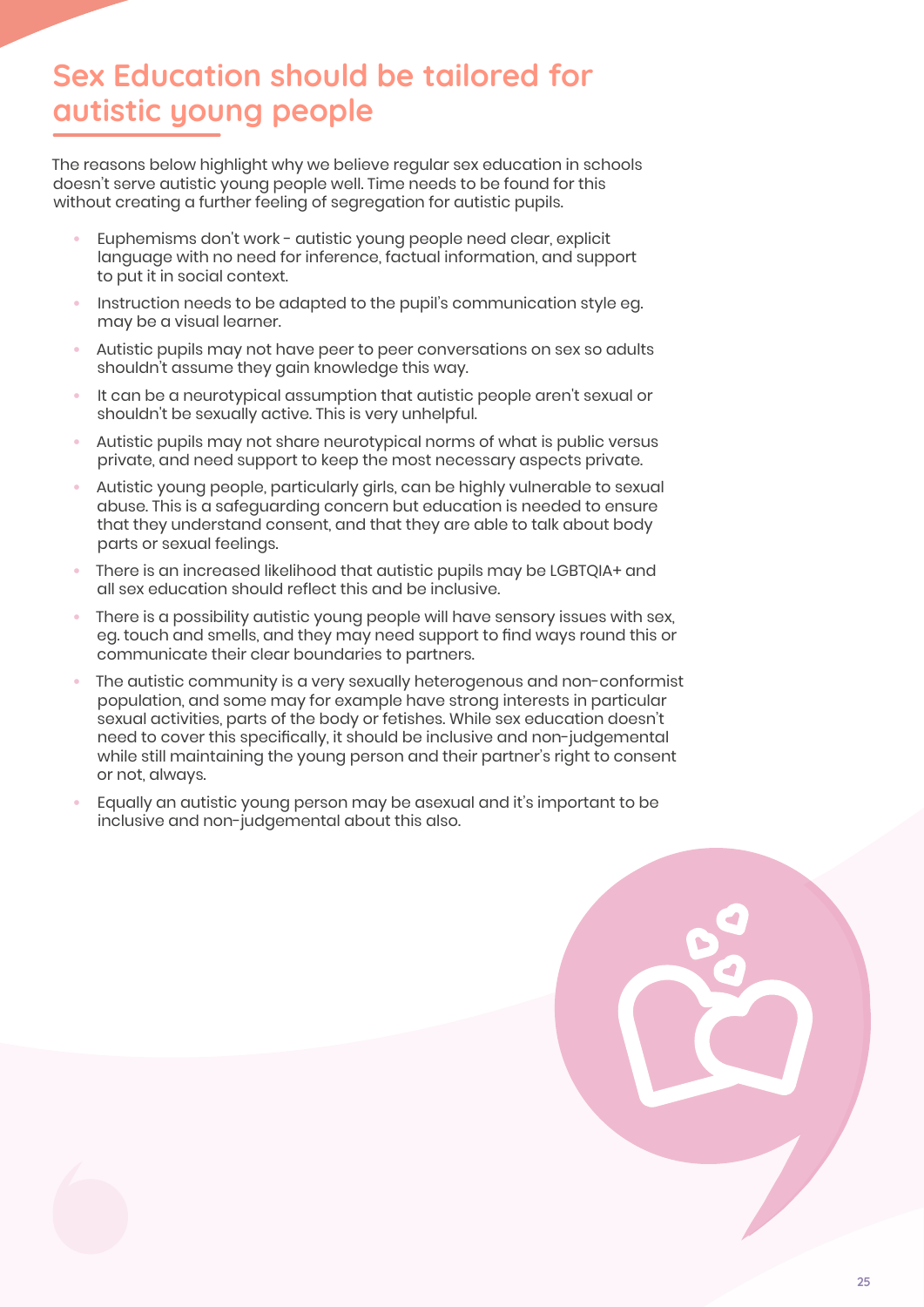# Sex Education should be tailored for autistic young people

The reasons below highlight why we believe regular sex education in schools doesn't serve autistic young people well. Time needs to be found for this without creating a further feeling of segregation for autistic pupils.

- Euphemisms don't work - autistic young people need clear, explicit language with no need for inference, factual information, and support to put it in social context.
- Instruction needs to be adapted to the pupil's communication style eg. may be a visual learner.
- Autistic pupils may not have peer to peer conversations on sex so adults shouldn't assume they gain knowledge this way.
- It can be a neurotypical assumption that autistic people aren't sexual or shouldn't be sexually active. This is very unhelpful.
- Autistic pupils may not share neurotypical norms of what is public versus private, and need support to keep the most necessary aspects private.
- Autistic young people, particularly girls, can be highly vulnerable to sexual abuse. This is a safeguarding concern but education is needed to ensure that they understand consent, and that they are able to talk about body parts or sexual feelings.
- There is an increased likelihood that autistic pupils may be LGBTQIA+ and all sex education should reflect this and be inclusive.
- There is a possibility autistic young people will have sensory issues with sex, eg. touch and smells, and they may need support to find ways round this or communicate their clear boundaries to partners.
- The autistic community is a very sexually heterogenous and non-conformist population, and some may for example have strong interests in particular sexual activities, parts of the body or fetishes. While sex education doesn't need to cover this specifically, it should be inclusive and non-judgemental while still maintaining the young person and their partner's right to consent or not, always.
- Equally an autistic young person may be asexual and it's important to be inclusive and non-judgemental about this also.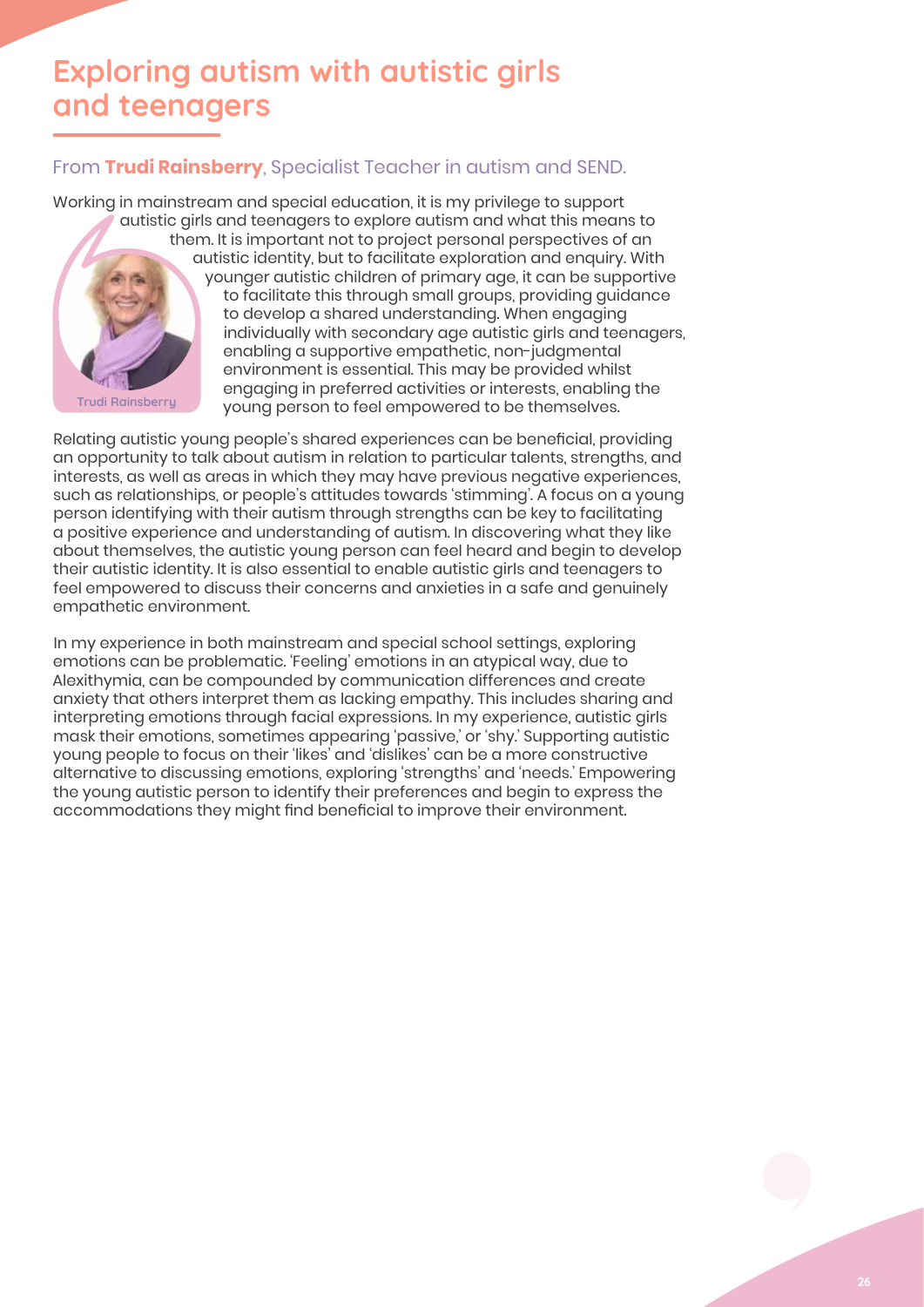# Exploring autism with autistic girls and teenagers

From **Trudi Rainsberry**, Specialist Teacher in autism and SEND.

Trudi Rainsberry

Working in mainstream and special education, it is my privilege to support autistic girls and teenagers to explore autism and what this means to them. It is important not to project personal perspectives of an autistic identity, but to facilitate exploration and enquiry. With younger autistic children of primary age, it can be supportive to facilitate this through small groups, providing guidance to develop a shared understanding. When engaging individually with secondary age autistic girls and teenagers, enabling a supportive empathetic, non-judgmental environment is essential. This may be provided whilst engaging in preferred activities or interests, enabling the young person to feel empowered to be themselves.

Relating autistic young people's shared experiences can be beneficial, providing an opportunity to talk about autism in relation to particular talents, strengths, and interests, as well as areas in which they may have previous negative experiences, such as relationships, or people's attitudes towards 'stimming'. A focus on a young person identifying with their autism through strengths can be key to facilitating a positive experience and understanding of autism. In discovering what they like about themselves, the autistic young person can feel heard and begin to develop their autistic identity. It is also essential to enable autistic girls and teenagers to feel empowered to discuss their concerns and anxieties in a safe and genuinely empathetic environment.

In my experience in both mainstream and special school settings, exploring emotions can be problematic. 'Feeling' emotions in an atypical way, due to Alexithymia, can be compounded by communication differences and create anxiety that others interpret them as lacking empathy. This includes sharing and interpreting emotions through facial expressions. In my experience, autistic girls mask their emotions, sometimes appearing 'passive,' or 'shy.' Supporting autistic young people to focus on their 'likes' and 'dislikes' can be a more constructive alternative to discussing emotions, exploring 'strengths' and 'needs.' Empowering the young autistic person to identify their preferences and begin to express the accommodations they might find beneficial to improve their environment.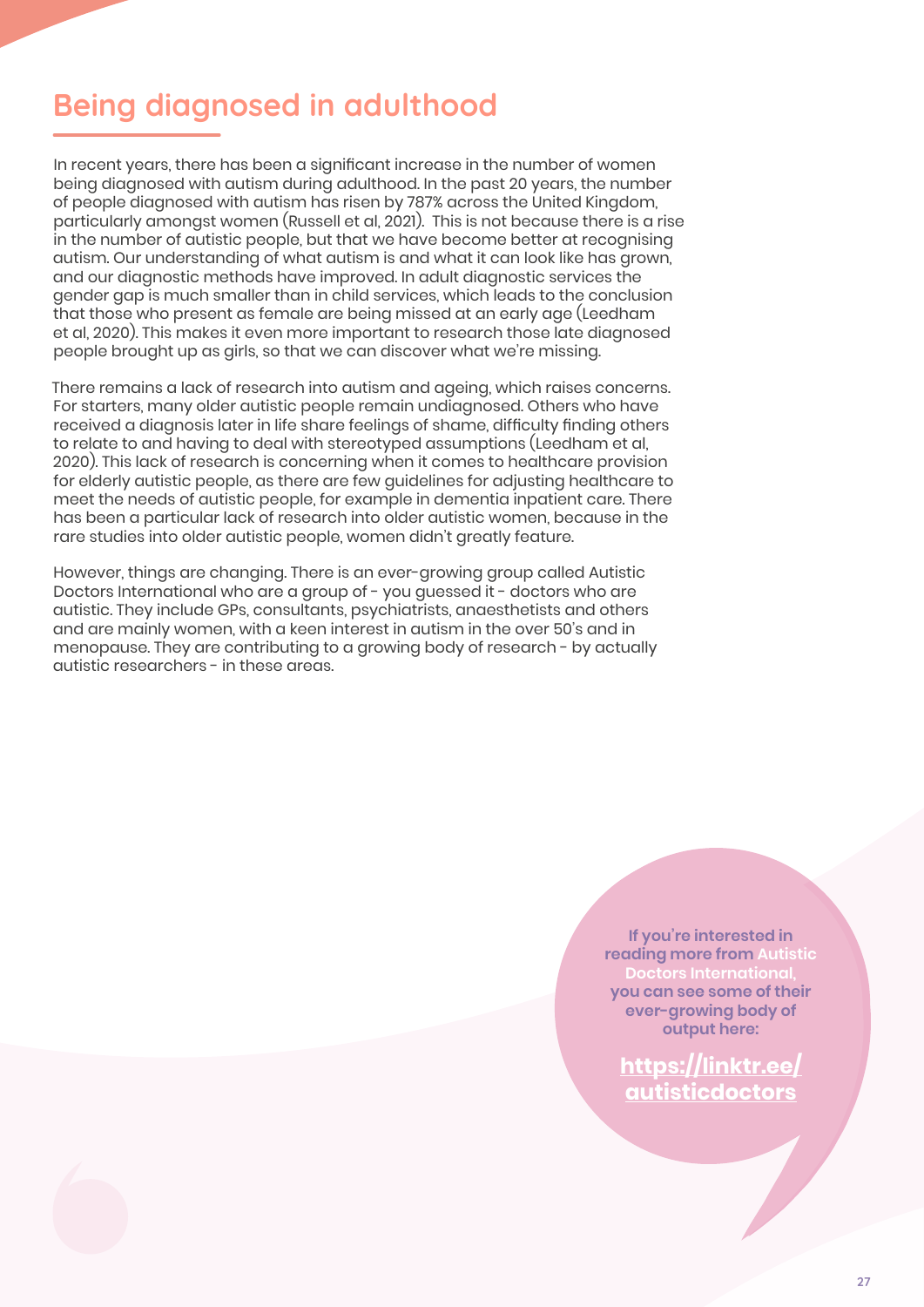# Being diagnosed in adulthood

In recent years, there has been a significant increase in the number of women being diagnosed with autism during adulthood. In the past 20 years, the number of people diagnosed with autism has risen by 787% across the United Kingdom, particularly amongst women (Russell et al, 2021). This is not because there is a rise in the number of autistic people, but that we have become better at recognising autism. Our understanding of what autism is and what it can look like has grown, and our diagnostic methods have improved. In adult diagnostic services the gender gap is much smaller than in child services, which leads to the conclusion that those who present as female are being missed at an early age (Leedham et al, 2020). This makes it even more important to research those late diagnosed people brought up as girls, so that we can discover what we're missing.

There remains a lack of research into autism and ageing, which raises concerns. For starters, many older autistic people remain undiagnosed. Others who have received a diagnosis later in life share feelings of shame, difficulty finding others to relate to and having to deal with stereotyped assumptions (Leedham et al, 2020). This lack of research is concerning when it comes to healthcare provision for elderly autistic people, as there are few guidelines for adjusting healthcare to meet the needs of autistic people, for example in dementia inpatient care. There has been a particular lack of research into older autistic women, because in the rare studies into older autistic people, women didn't greatly feature.

However, things are changing. There is an ever-growing group called Autistic Doctors International who are a group of - you guessed it - doctors who are autistic. They include GPs, consultants, psychiatrists, anaesthetists and others and are mainly women, with a keen interest in autism in the over 50's and in menopause. They are contributing to a growing body of research - by actually autistic researchers - in these areas.

**If you're interested in reading more from Autistic Doctors International, you can see some of their ever-growing body of output here:**

**https://linktr.ee/autisticdoctors**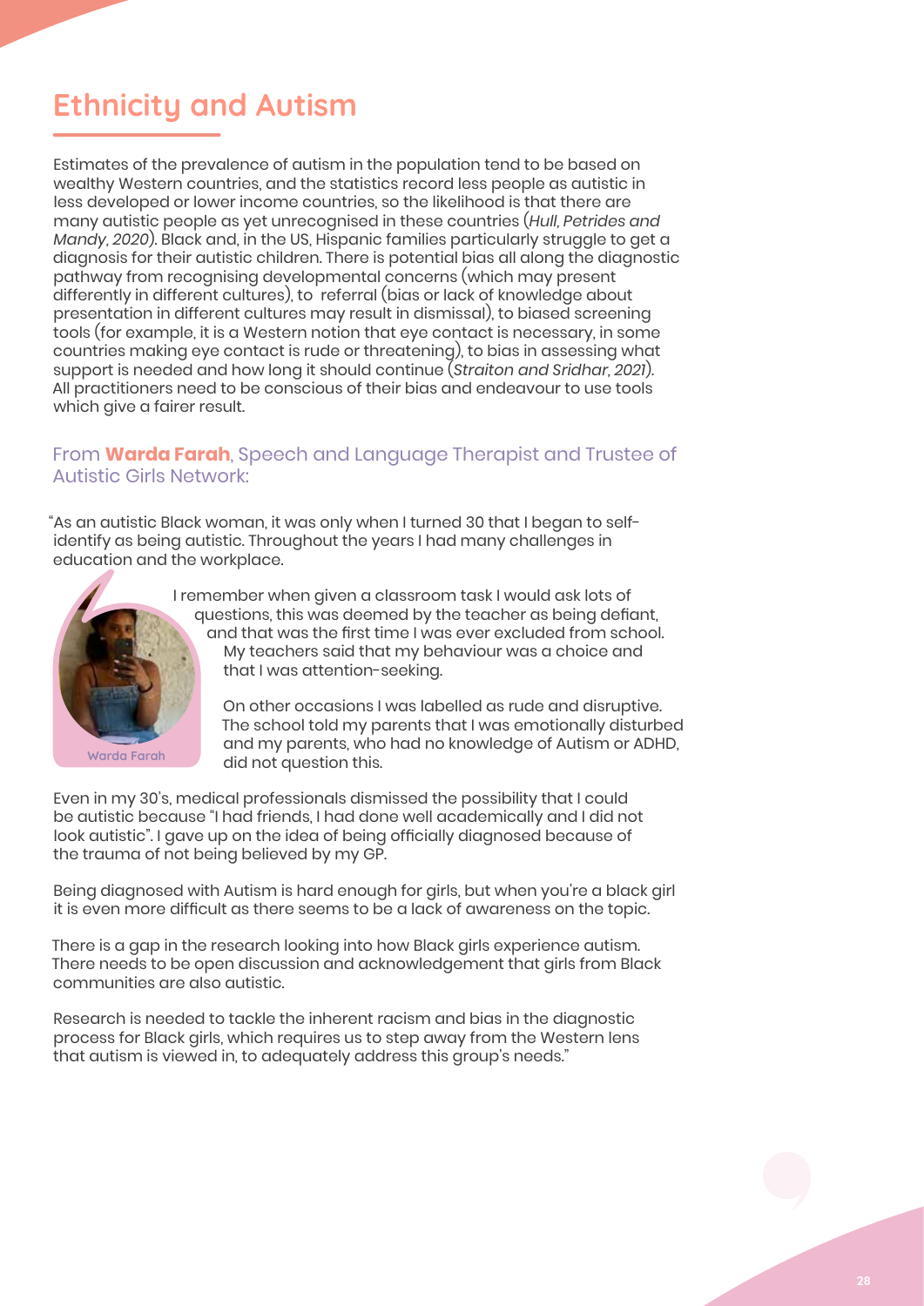# Ethnicity and Autism

Estimates of the prevalence of autism in the population tend to be based on wealthy Western countries, and the statistics record less people as autistic in less developed or lower income countries, so the likelihood is that there are many autistic people as yet unrecognised in these countries (*Hull, Petrides and Mandy, 2020*). Black and, in the US, Hispanic families particularly struggle to get a diagnosis for their autistic children. There is potential bias all along the diagnostic pathway from recognising developmental concerns (which may present differently in different cultures), to referral (bias or lack of knowledge about presentation in different cultures may result in dismissal), to biased screening tools (for example, it is a Western notion that eye contact is necessary, in some countries making eye contact is rude or threatening), to bias in assessing what support is needed and how long it should continue (*Straiton and Sridhar, 2021*). All practitioners need to be conscious of their bias and endeavour to use tools which give a fairer result.

### From **Warda Farah**, Speech and Language Therapist and Trustee of Autistic Girls Network:

"As an autistic Black woman, it was only when I turned 30 that I began to self-identify as being autistic. Throughout the years I had many challenges in education and the workplace.

I remember when given a classroom task I would ask lots of questions, this was deemed by the teacher as being defiant, and that was the first time I was ever excluded from school. My teachers said that my behaviour was a choice and that I was attention-seeking.

On other occasions I was labelled as rude and disruptive. The school told my parents that I was emotionally disturbed and my parents, who had no knowledge of Autism or ADHD, did not question this.

Warda Farah

Even in my 30's, medical professionals dismissed the possibility that I could be autistic because "I had friends, I had done well academically and I did not look autistic". I gave up on the idea of being officially diagnosed because of the trauma of not being believed by my GP.

Being diagnosed with Autism is hard enough for girls, but when you're a black girl it is even more difficult as there seems to be a lack of awareness on the topic.

There is a gap in the research looking into how Black girls experience autism. There needs to be open discussion and acknowledgement that girls from Black communities are also autistic.

Research is needed to tackle the inherent racism and bias in the diagnostic process for Black girls, which requires us to step away from the Western lens that autism is viewed in, to adequately address this group's needs."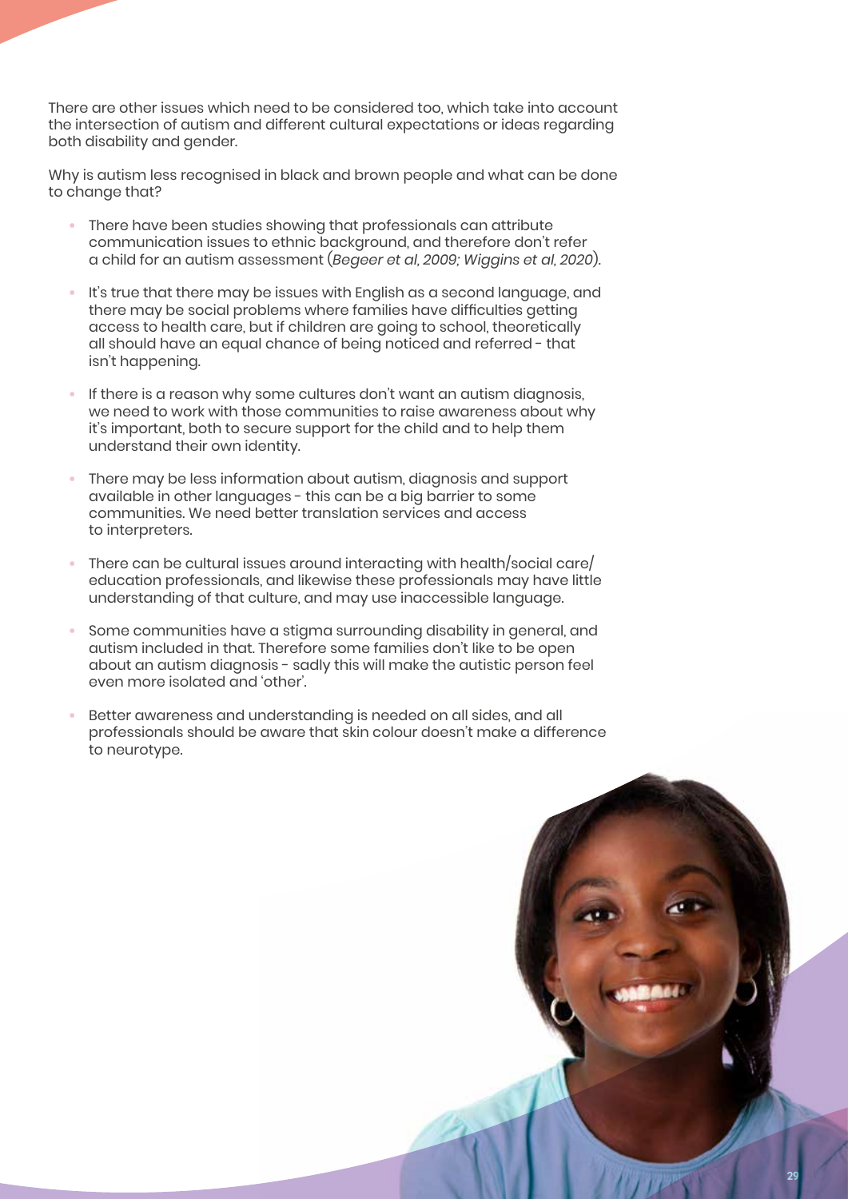There are other issues which need to be considered too, which take into account the intersection of autism and different cultural expectations or ideas regarding both disability and gender.

Why is autism less recognised in black and brown people and what can be done to change that?

- There have been studies showing that professionals can attribute communication issues to ethnic background, and therefore don't refer a child for an autism assessment (*Begeer et al, 2009; Wiggins et al, 2020*).
- It's true that there may be issues with English as a second language, and there may be social problems where families have difficulties getting access to health care, but if children are going to school, theoretically all should have an equal chance of being noticed and referred - that isn't happening.
- If there is a reason why some cultures don't want an autism diagnosis, we need to work with those communities to raise awareness about why it's important, both to secure support for the child and to help them understand their own identity.
- There may be less information about autism, diagnosis and support available in other languages - this can be a big barrier to some communities. We need better translation services and access to interpreters.
- There can be cultural issues around interacting with health/social care/education professionals, and likewise these professionals may have little understanding of that culture, and may use inaccessible language.
- Some communities have a stigma surrounding disability in general, and autism included in that. Therefore some families don't like to be open about an autism diagnosis - sadly this will make the autistic person feel even more isolated and 'other'.
- Better awareness and understanding is needed on all sides, and all professionals should be aware that skin colour doesn't make a difference to neurotype.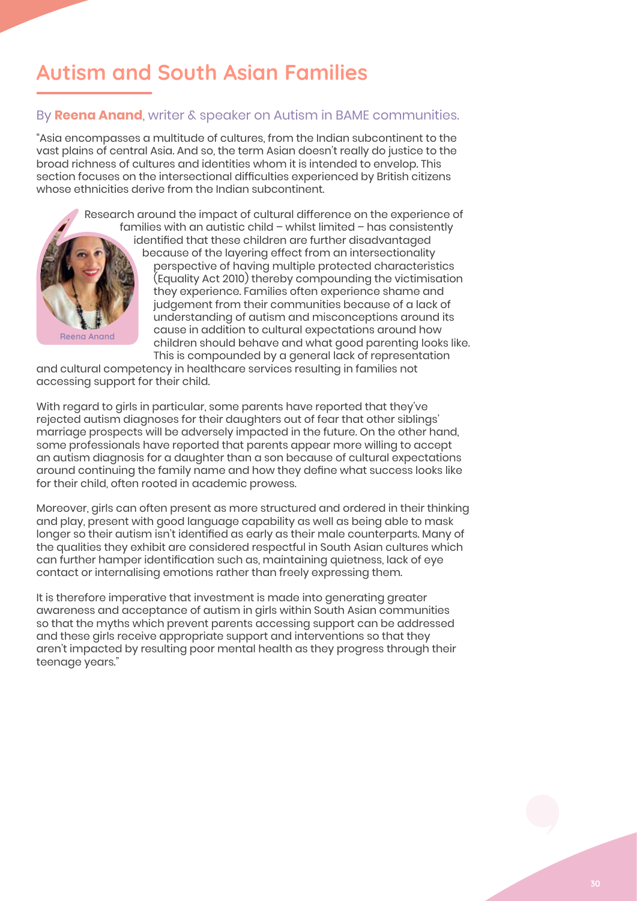# Autism and South Asian Families

By **Reena Anand**, writer & speaker on Autism in BAME communities.

"Asia encompasses a multitude of cultures, from the Indian subcontinent to the vast plains of central Asia. And so, the term Asian doesn't really do justice to the broad richness of cultures and identities whom it is intended to envelop. This section focuses on the intersectional difficulties experienced by British citizens whose ethnicities derive from the Indian subcontinent.

Reena Anand

Research around the impact of cultural difference on the experience of families with an autistic child – whilst limited – has consistently identified that these children are further disadvantaged because of the layering effect from an intersectionality perspective of having multiple protected characteristics (Equality Act 2010) thereby compounding the victimisation they experience. Families often experience shame and judgement from their communities because of a lack of understanding of autism and misconceptions around its cause in addition to cultural expectations around how children should behave and what good parenting looks like. This is compounded by a general lack of representation and cultural competency in healthcare services resulting in families not accessing support for their child.

With regard to girls in particular, some parents have reported that they've rejected autism diagnoses for their daughters out of fear that other siblings' marriage prospects will be adversely impacted in the future. On the other hand, some professionals have reported that parents appear more willing to accept an autism diagnosis for a daughter than a son because of cultural expectations around continuing the family name and how they define what success looks like for their child, often rooted in academic prowess.

Moreover, girls can often present as more structured and ordered in their thinking and play, present with good language capability as well as being able to mask longer so their autism isn't identified as early as their male counterparts. Many of the qualities they exhibit are considered respectful in South Asian cultures which can further hamper identification such as, maintaining quietness, lack of eye contact or internalising emotions rather than freely expressing them.

It is therefore imperative that investment is made into generating greater awareness and acceptance of autism in girls within South Asian communities so that the myths which prevent parents accessing support can be addressed and these girls receive appropriate support and interventions so that they aren't impacted by resulting poor mental health as they progress through their teenage years."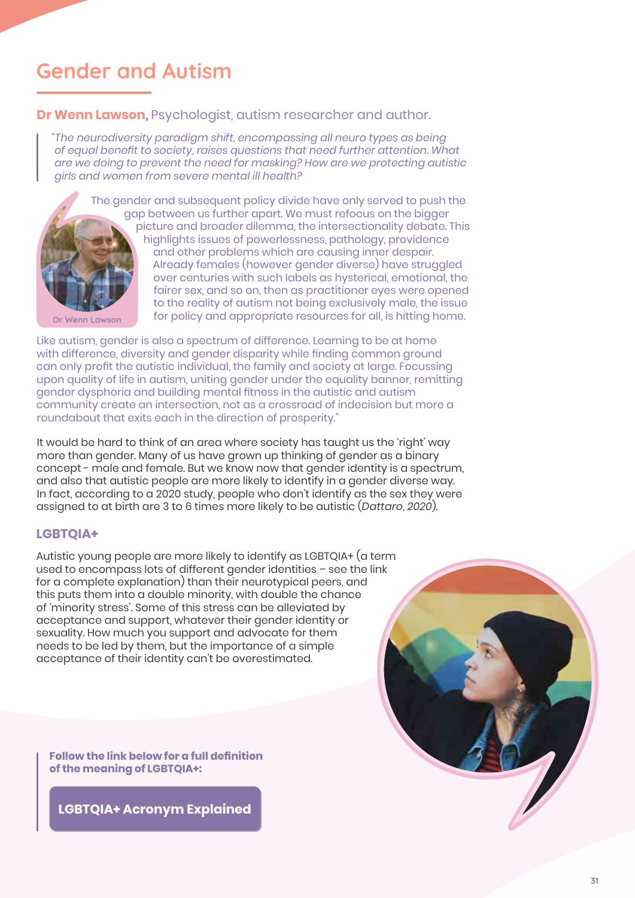# Gender and Autism

**Dr Wenn Lawson,** Psychologist, autism researcher and author.

> *"The neurodiversity paradigm shift, encompassing all neuro types as being of equal benefit to society, raises questions that need further attention. What are we doing to prevent the need for masking? How are we protecting autistic girls and women from severe mental ill health?*

Dr Wenn Lawson

The gender and subsequent policy divide have only served to push the gap between us further apart. We must refocus on the bigger picture and broader dilemma, the intersectionality debate. This highlights issues of powerlessness, pathology, providence and other problems which are causing inner despair. Already females (however gender diverse) have struggled over centuries with such labels as hysterical, emotional, the fairer sex, and so on, then as practitioner eyes were opened to the reality of autism not being exclusively male, the issue for policy and appropriate resources for all, is hitting home.

Like autism, gender is also a spectrum of difference. Learning to be at home with difference, diversity and gender disparity while finding common ground can only profit the autistic individual, the family and society at large. Focussing upon quality of life in autism, uniting gender under the equality banner, remitting gender dysphoria and building mental fitness in the autistic and autism community create an intersection, not as a crossroad of indecision but more a roundabout that exits each in the direction of prosperity."

It would be hard to think of an area where society has taught us the 'right' way more than gender. Many of us have grown up thinking of gender as a binary concept - male and female. But we know now that gender identity is a spectrum, and also that autistic people are more likely to identify in a gender diverse way. In fact, according to a 2020 study, people who don't identify as the sex they were assigned to at birth are 3 to 6 times more likely to be autistic (*Dattaro, 2020*).

## LGBTQIA+

Autistic young people are more likely to identify as LGBTQIA+ (a term used to encompass lots of different gender identities – see the link for a complete explanation) than their neurotypical peers, and this puts them into a double minority, with double the chance of 'minority stress'. Some of this stress can be alleviated by acceptance and support, whatever their gender identity or sexuality. How much you support and advocate for them needs to be led by them, but the importance of a simple acceptance of their identity can't be overestimated.

**Follow the link below for a full definition of the meaning of LGBTQIA+:**

**LGBTQIA+ Acronym Explained**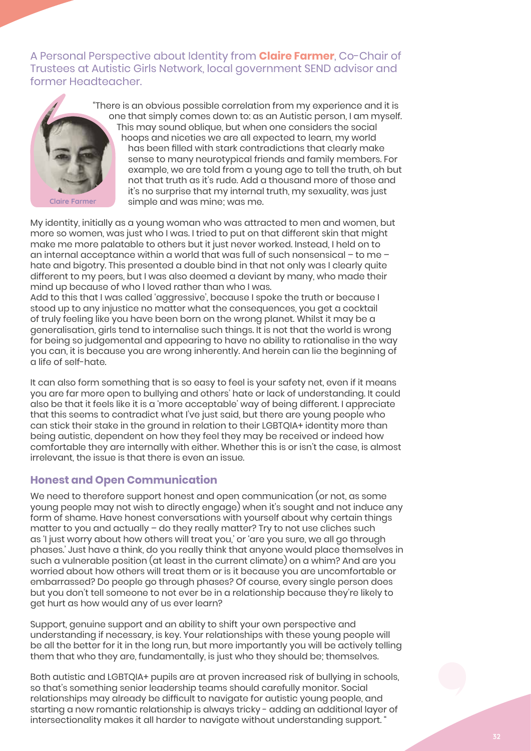A Personal Perspective about Identity from **Claire Farmer**, Co-Chair of Trustees at Autistic Girls Network, local government SEND advisor and former Headteacher.

Claire Farmer

"There is an obvious possible correlation from my experience and it is one that simply comes down to: as an Autistic person, I am myself. This may sound oblique, but when one considers the social hoops and niceties we are all expected to learn, my world has been filled with stark contradictions that clearly make sense to many neurotypical friends and family members. For example, we are told from a young age to tell the truth, oh but not that truth as it's rude. Add a thousand more of those and it's no surprise that my internal truth, my sexuality, was just simple and was mine; was me.

My identity, initially as a young woman who was attracted to men and women, but more so women, was just who I was. I tried to put on that different skin that might make me more palatable to others but it just never worked. Instead, I held on to an internal acceptance within a world that was full of such nonsensical – to me – hate and bigotry. This presented a double bind in that not only was I clearly quite different to my peers, but I was also deemed a deviant by many, who made their mind up because of who I loved rather than who I was.
Add to this that I was called 'aggressive', because I spoke the truth or because I stood up to any injustice no matter what the consequences, you get a cocktail of truly feeling like you have been born on the wrong planet. Whilst it may be a generalisation, girls tend to internalise such things. It is not that the world is wrong for being so judgemental and appearing to have no ability to rationalise in the way you can, it is because you are wrong inherently. And herein can lie the beginning of a life of self-hate.

It can also form something that is so easy to feel is your safety net, even if it means you are far more open to bullying and others' hate or lack of understanding. It could also be that it feels like it is a 'more acceptable' way of being different. I appreciate that this seems to contradict what I've just said, but there are young people who can stick their stake in the ground in relation to their LGBTQIA+ identity more than being autistic, dependent on how they feel they may be received or indeed how comfortable they are internally with either. Whether this is or isn't the case, is almost irrelevant, the issue is that there is even an issue.

## Honest and Open Communication

We need to therefore support honest and open communication (or not, as some young people may not wish to directly engage) when it's sought and not induce any form of shame. Have honest conversations with yourself about why certain things matter to you and actually – do they really matter? Try to not use cliches such as 'I just worry about how others will treat you,' or 'are you sure, we all go through phases.' Just have a think, do you really think that anyone would place themselves in such a vulnerable position (at least in the current climate) on a whim? And are you worried about how others will treat them or is it because you are uncomfortable or embarrassed? Do people go through phases? Of course, every single person does but you don't tell someone to not ever be in a relationship because they're likely to get hurt as how would any of us ever learn?

Support, genuine support and an ability to shift your own perspective and understanding if necessary, is key. Your relationships with these young people will be all the better for it in the long run, but more importantly you will be actively telling them that who they are, fundamentally, is just who they should be; themselves.

Both autistic and LGBTQIA+ pupils are at proven increased risk of bullying in schools, so that's something senior leadership teams should carefully monitor. Social relationships may already be difficult to navigate for autistic young people, and starting a new romantic relationship is always tricky - adding an additional layer of intersectionality makes it all harder to navigate without understanding support. "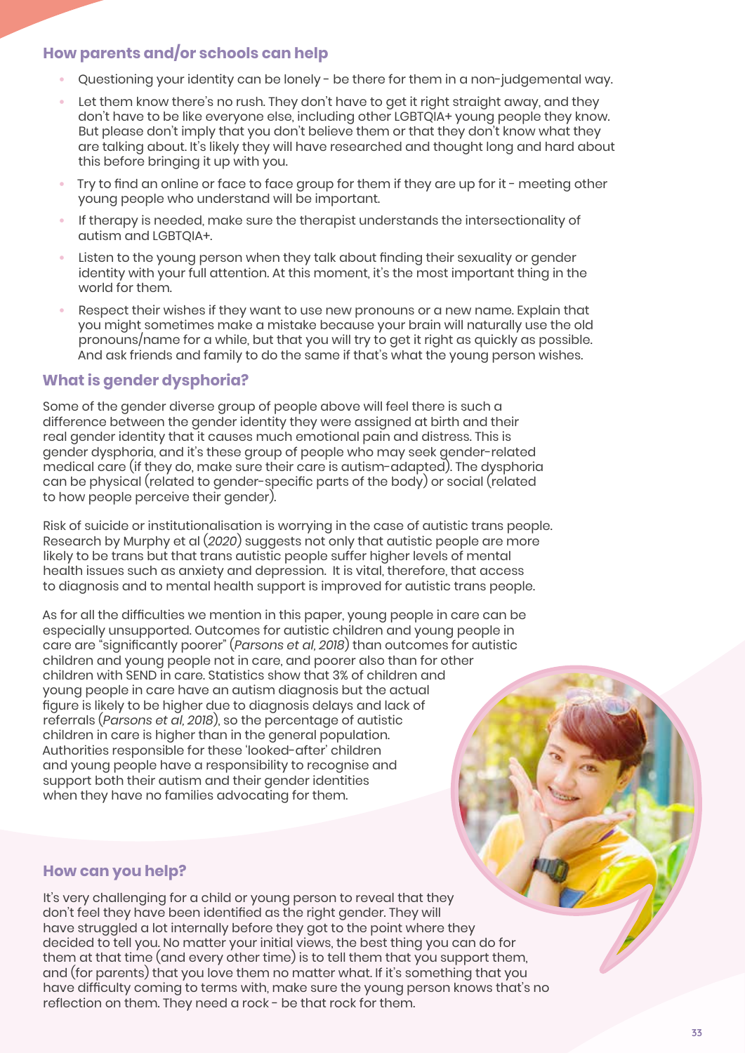## How parents and/or schools can help

- Questioning your identity can be lonely - be there for them in a non-judgemental way.
- Let them know there's no rush. They don't have to get it right straight away, and they don't have to be like everyone else, including other LGBTQIA+ young people they know. But please don't imply that you don't believe them or that they don't know what they are talking about. It's likely they will have researched and thought long and hard about this before bringing it up with you.
- Try to find an online or face to face group for them if they are up for it - meeting other young people who understand will be important.
- If therapy is needed, make sure the therapist understands the intersectionality of autism and LGBTQIA+.
- Listen to the young person when they talk about finding their sexuality or gender identity with your full attention. At this moment, it's the most important thing in the world for them.
- Respect their wishes if they want to use new pronouns or a new name. Explain that you might sometimes make a mistake because your brain will naturally use the old pronouns/name for a while, but that you will try to get it right as quickly as possible. And ask friends and family to do the same if that's what the young person wishes.

## What is gender dysphoria?

Some of the gender diverse group of people above will feel there is such a difference between the gender identity they were assigned at birth and their real gender identity that it causes much emotional pain and distress. This is gender dysphoria, and it's these group of people who may seek gender-related medical care (if they do, make sure their care is autism-adapted). The dysphoria can be physical (related to gender-specific parts of the body) or social (related to how people perceive their gender).

Risk of suicide or institutionalisation is worrying in the case of autistic trans people. Research by Murphy et al (*2020*) suggests not only that autistic people are more likely to be trans but that trans autistic people suffer higher levels of mental health issues such as anxiety and depression. It is vital, therefore, that access to diagnosis and to mental health support is improved for autistic trans people.

As for all the difficulties we mention in this paper, young people in care can be especially unsupported. Outcomes for autistic children and young people in care are "significantly poorer" (*Parsons et al, 2018*) than outcomes for autistic children and young people not in care, and poorer also than for other children with SEND in care. Statistics show that 3% of children and young people in care have an autism diagnosis but the actual figure is likely to be higher due to diagnosis delays and lack of referrals (*Parsons et al, 2018*), so the percentage of autistic children in care is higher than in the general population. Authorities responsible for these 'looked-after' children and young people have a responsibility to recognise and support both their autism and their gender identities when they have no families advocating for them.

## How can you help?

It's very challenging for a child or young person to reveal that they don't feel they have been identified as the right gender. They will have struggled a lot internally before they got to the point where they decided to tell you. No matter your initial views, the best thing you can do for them at that time (and every other time) is to tell them that you support them, and (for parents) that you love them no matter what. If it's something that you have difficulty coming to terms with, make sure the young person knows that's no reflection on them. They need a rock - be that rock for them.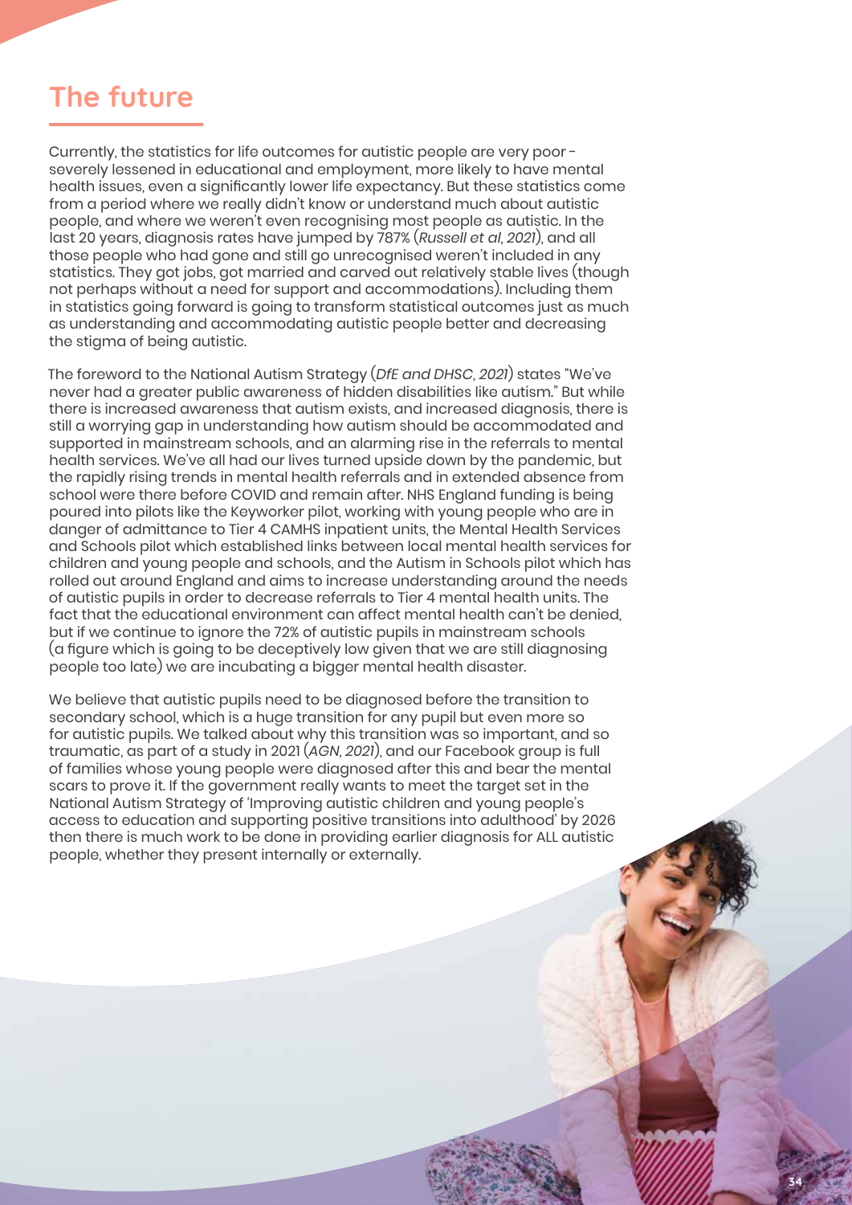# The future

Currently, the statistics for life outcomes for autistic people are very poor - severely lessened in educational and employment, more likely to have mental health issues, even a significantly lower life expectancy. But these statistics come from a period where we really didn't know or understand much about autistic people, and where we weren't even recognising most people as autistic. In the last 20 years, diagnosis rates have jumped by 787% (*Russell et al, 2021*), and all those people who had gone and still go unrecognised weren't included in any statistics. They got jobs, got married and carved out relatively stable lives (though not perhaps without a need for support and accommodations). Including them in statistics going forward is going to transform statistical outcomes just as much as understanding and accommodating autistic people better and decreasing the stigma of being autistic.

The foreword to the National Autism Strategy (*DfE and DHSC, 2021*) states "We've never had a greater public awareness of hidden disabilities like autism." But while there is increased awareness that autism exists, and increased diagnosis, there is still a worrying gap in understanding how autism should be accommodated and supported in mainstream schools, and an alarming rise in the referrals to mental health services. We've all had our lives turned upside down by the pandemic, but the rapidly rising trends in mental health referrals and in extended absence from school were there before COVID and remain after. NHS England funding is being poured into pilots like the Keyworker pilot, working with young people who are in danger of admittance to Tier 4 CAMHS inpatient units, the Mental Health Services and Schools pilot which established links between local mental health services for children and young people and schools, and the Autism in Schools pilot which has rolled out around England and aims to increase understanding around the needs of autistic pupils in order to decrease referrals to Tier 4 mental health units. The fact that the educational environment can affect mental health can't be denied, but if we continue to ignore the 72% of autistic pupils in mainstream schools (a figure which is going to be deceptively low given that we are still diagnosing people too late) we are incubating a bigger mental health disaster.

We believe that autistic pupils need to be diagnosed before the transition to secondary school, which is a huge transition for any pupil but even more so for autistic pupils. We talked about why this transition was so important, and so traumatic, as part of a study in 2021 (*AGN, 2021*), and our Facebook group is full of families whose young people were diagnosed after this and bear the mental scars to prove it. If the government really wants to meet the target set in the National Autism Strategy of 'Improving autistic children and young people's access to education and supporting positive transitions into adulthood' by 2026 then there is much work to be done in providing earlier diagnosis for ALL autistic people, whether they present internally or externally.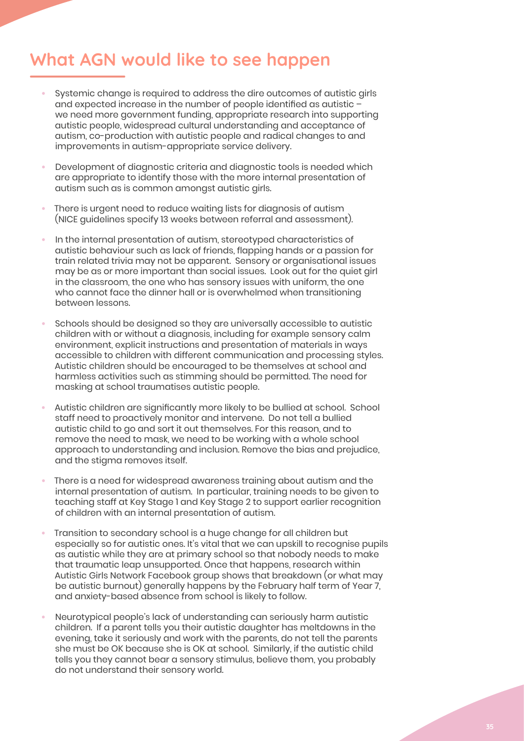## What AGN would like to see happen

- Systemic change is required to address the dire outcomes of autistic girls and expected increase in the number of people identified as autistic – we need more government funding, appropriate research into supporting autistic people, widespread cultural understanding and acceptance of autism, co-production with autistic people and radical changes to and improvements in autism-appropriate service delivery.
- Development of diagnostic criteria and diagnostic tools is needed which are appropriate to identify those with the more internal presentation of autism such as is common amongst autistic girls.
- There is urgent need to reduce waiting lists for diagnosis of autism (NICE guidelines specify 13 weeks between referral and assessment).
- In the internal presentation of autism, stereotyped characteristics of autistic behaviour such as lack of friends, flapping hands or a passion for train related trivia may not be apparent. Sensory or organisational issues may be as or more important than social issues. Look out for the quiet girl in the classroom, the one who has sensory issues with uniform, the one who cannot face the dinner hall or is overwhelmed when transitioning between lessons.
- Schools should be designed so they are universally accessible to autistic children with or without a diagnosis, including for example sensory calm environment, explicit instructions and presentation of materials in ways accessible to children with different communication and processing styles. Autistic children should be encouraged to be themselves at school and harmless activities such as stimming should be permitted. The need for masking at school traumatises autistic people.
- Autistic children are significantly more likely to be bullied at school. School staff need to proactively monitor and intervene. Do not tell a bullied autistic child to go and sort it out themselves. For this reason, and to remove the need to mask, we need to be working with a whole school approach to understanding and inclusion. Remove the bias and prejudice, and the stigma removes itself.
- There is a need for widespread awareness training about autism and the internal presentation of autism. In particular, training needs to be given to teaching staff at Key Stage 1 and Key Stage 2 to support earlier recognition of children with an internal presentation of autism.
- Transition to secondary school is a huge change for all children but especially so for autistic ones. It's vital that we can upskill to recognise pupils as autistic while they are at primary school so that nobody needs to make that traumatic leap unsupported. Once that happens, research within Autistic Girls Network Facebook group shows that breakdown (or what may be autistic burnout) generally happens by the February half term of Year 7, and anxiety-based absence from school is likely to follow.
- Neurotypical people's lack of understanding can seriously harm autistic children. If a parent tells you their autistic daughter has meltdowns in the evening, take it seriously and work with the parents, do not tell the parents she must be OK because she is OK at school. Similarly, if the autistic child tells you they cannot bear a sensory stimulus, believe them, you probably do not understand their sensory world.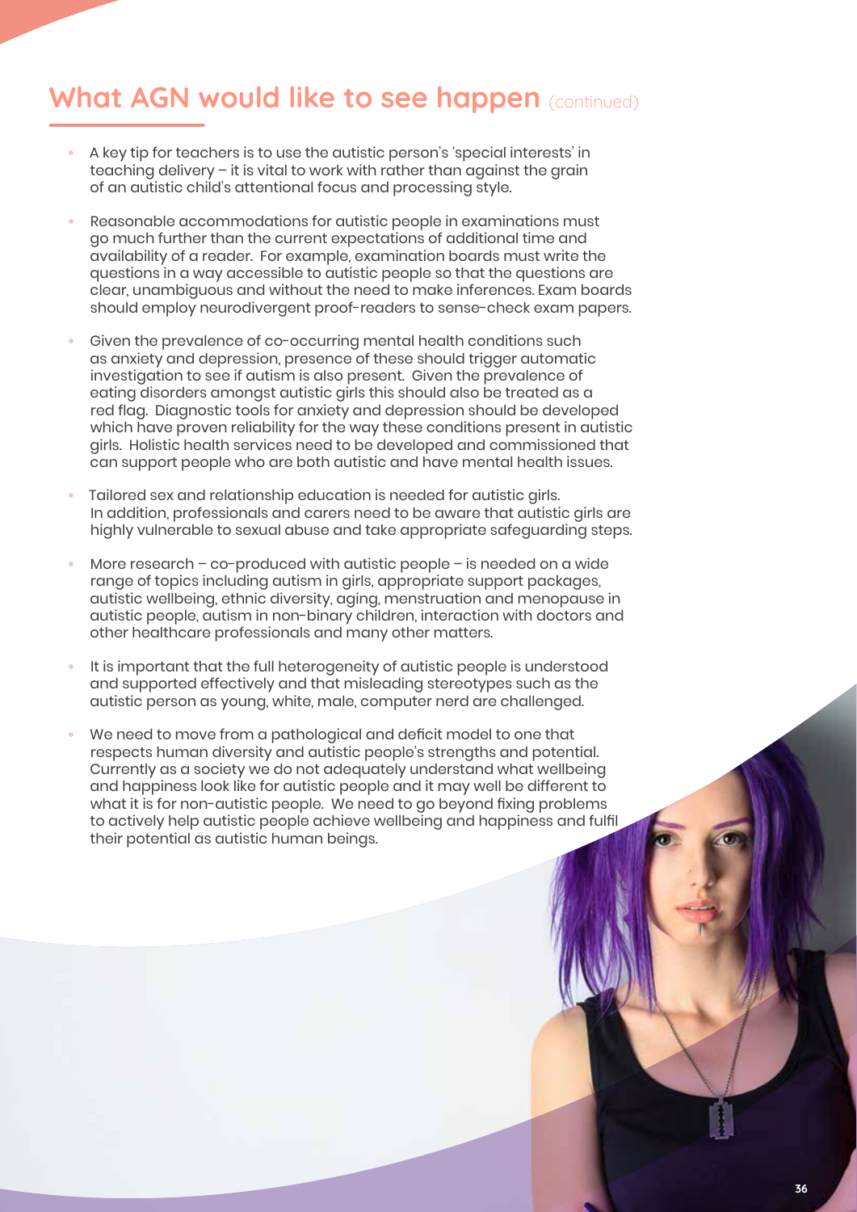## What AGN would like to see happen (continued)

- A key tip for teachers is to use the autistic person's 'special interests' in teaching delivery – it is vital to work with rather than against the grain of an autistic child's attentional focus and processing style.
- Reasonable accommodations for autistic people in examinations must go much further than the current expectations of additional time and availability of a reader. For example, examination boards must write the questions in a way accessible to autistic people so that the questions are clear, unambiguous and without the need to make inferences. Exam boards should employ neurodivergent proof-readers to sense-check exam papers.
- Given the prevalence of co-occurring mental health conditions such as anxiety and depression, presence of these should trigger automatic investigation to see if autism is also present. Given the prevalence of eating disorders amongst autistic girls this should also be treated as a red flag. Diagnostic tools for anxiety and depression should be developed which have proven reliability for the way these conditions present in autistic girls. Holistic health services need to be developed and commissioned that can support people who are both autistic and have mental health issues.
- Tailored sex and relationship education is needed for autistic girls. In addition, professionals and carers need to be aware that autistic girls are highly vulnerable to sexual abuse and take appropriate safeguarding steps.
- More research – co-produced with autistic people – is needed on a wide range of topics including autism in girls, appropriate support packages, autistic wellbeing, ethnic diversity, aging, menstruation and menopause in autistic people, autism in non-binary children, interaction with doctors and other healthcare professionals and many other matters.
- It is important that the full heterogeneity of autistic people is understood and supported effectively and that misleading stereotypes such as the autistic person as young, white, male, computer nerd are challenged.
- We need to move from a pathological and deficit model to one that respects human diversity and autistic people's strengths and potential. Currently as a society we do not adequately understand what wellbeing and happiness look like for autistic people and it may well be different to what it is for non-autistic people. We need to go beyond fixing problems to actively help autistic people achieve wellbeing and happiness and fulfil their potential as autistic human beings.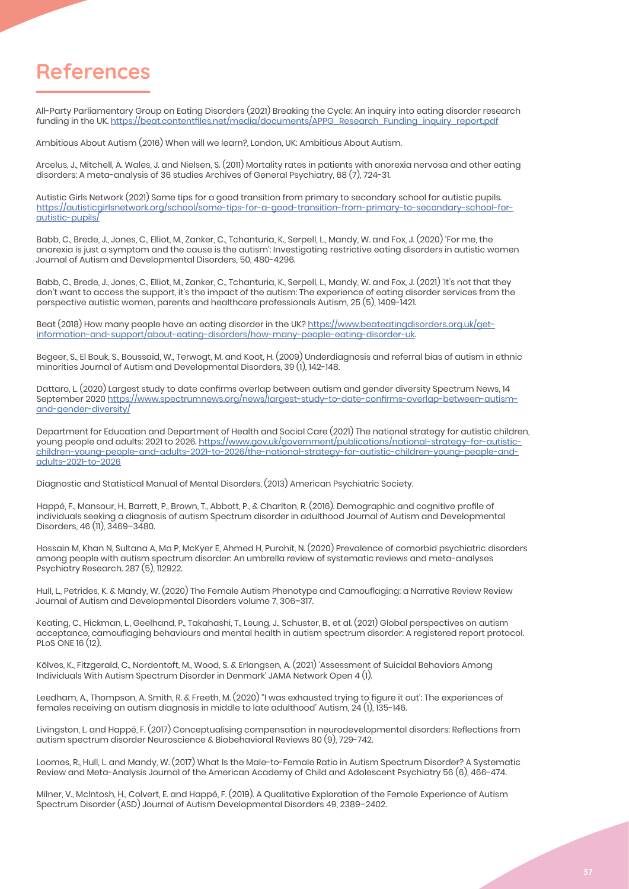# References

All-Party Parliamentary Group on Eating Disorders (2021) Breaking the Cycle: An inquiry into eating disorder research funding in the UK. https://beat.contentfiles.net/media/documents/APPG_Research_Funding_inquiry_report.pdf

Ambitious About Autism (2016) When will we learn?, London, UK: Ambitious About Autism.

Arcelus, J., Mitchell, A. Wales, J. and Nielsen, S. (2011) Mortality rates in patients with anorexia nervosa and other eating disorders: A meta-analysis of 36 studies Archives of General Psychiatry, 68 (7), 724-31.

Autistic Girls Network (2021) Some tips for a good transition from primary to secondary school for autistic pupils. https://autisticgirlsnetwork.org/school/some-tips-for-a-good-transition-from-primary-to-secondary-school-for-autistic-pupils/

Babb, C., Brede, J., Jones, C., Elliot, M., Zanker, C., Tchanturia, K., Serpell, L., Mandy, W. and Fox, J. (2020) 'For me, the anorexia is just a symptom and the cause is the autism': Investigating restrictive eating disorders in autistic women Journal of Autism and Developmental Disorders, 50, 480-4296.

Babb, C., Brede, J., Jones, C., Elliot, M., Zanker, C., Tchanturia, K., Serpell, L., Mandy, W. and Fox, J. (2021) 'It's not that they don't want to access the support, it's the impact of the autism: The experience of eating disorder services from the perspective autistic women, parents and healthcare professionals Autism, 25 (5), 1409-1421.

Beat (2018) How many people have an eating disorder in the UK? https://www.beateatingdisorders.org.uk/get-information-and-support/about-eating-disorders/how-many-people-eating-disorder-uk.

Begeer, S., El Bouk, S., Boussaid, W., Terwogt, M. and Koot, H. (2009) Underdiagnosis and referral bias of autism in ethnic minorities Journal of Autism and Developmental Disorders, 39 (1), 142-148.

Dattaro, L. (2020) Largest study to date confirms overlap between autism and gender diversity Spectrum News, 14 September 2020 https://www.spectrumnews.org/news/largest-study-to-date-confirms-overlap-between-autism-and-gender-diversity/

Department for Education and Department of Health and Social Care (2021) The national strategy for autistic children, young people and adults: 2021 to 2026. https://www.gov.uk/government/publications/national-strategy-for-autistic-children-young-people-and-adults-2021-to-2026/the-national-strategy-for-autistic-children-young-people-and-adults-2021-to-2026

Diagnostic and Statistical Manual of Mental Disorders, (2013) American Psychiatric Society.

Happé, F., Mansour, H., Barrett, P., Brown, T., Abbott, P., & Charlton, R. (2016). Demographic and cognitive profile of individuals seeking a diagnosis of autism Spectrum disorder in adulthood Journal of Autism and Developmental Disorders, 46 (11), 3469–3480.

Hossain M, Khan N, Sultana A, Ma P, McKyer E, Ahmed H, Purohit, N. (2020) Prevalence of comorbid psychiatric disorders among people with autism spectrum disorder: An umbrella review of systematic reviews and meta-analyses Psychiatry Research. 287 (5), 112922.

Hull, L., Petrides, K. & Mandy, W. (2020) The Female Autism Phenotype and Camouflaging: a Narrative Review Review Journal of Autism and Developmental Disorders volume 7, 306–317.

Keating, C., Hickman, L., Geelhand, P., Takahashi, T., Leung, J., Schuster, B., et al. (2021) Global perspectives on autism acceptance, camouflaging behaviours and mental health in autism spectrum disorder: A registered report protocol. PLoS ONE 16 (12).

Kõlves, K., Fitzgerald, C., Nordentoft, M., Wood, S. & Erlangsen, A. (2021) 'Assessment of Suicidal Behaviors Among Individuals With Autism Spectrum Disorder in Denmark' JAMA Network Open 4 (1).

Leedham, A., Thompson, A. Smith, R. & Freeth, M. (2020) "I was exhausted trying to figure it out': The experiences of females receiving an autism diagnosis in middle to late adulthood' Autism, 24 (1), 135-146.

Livingston, L. and Happé, F. (2017) Conceptualising compensation in neurodevelopmental disorders: Reflections from autism spectrum disorder Neuroscience & Biobehavioral Reviews 80 (9), 729-742.

Loomes, R., Hull, L. and Mandy, W. (2017) What Is the Male-to-Female Ratio in Autism Spectrum Disorder? A Systematic Review and Meta-Analysis Journal of the American Academy of Child and Adolescent Psychiatry 56 (6), 466-474.

Milner, V., McIntosh, H., Colvert, E. and Happé, F. (2019). A Qualitative Exploration of the Female Experience of Autism Spectrum Disorder (ASD) Journal of Autism Developmental Disorders 49, 2389–2402.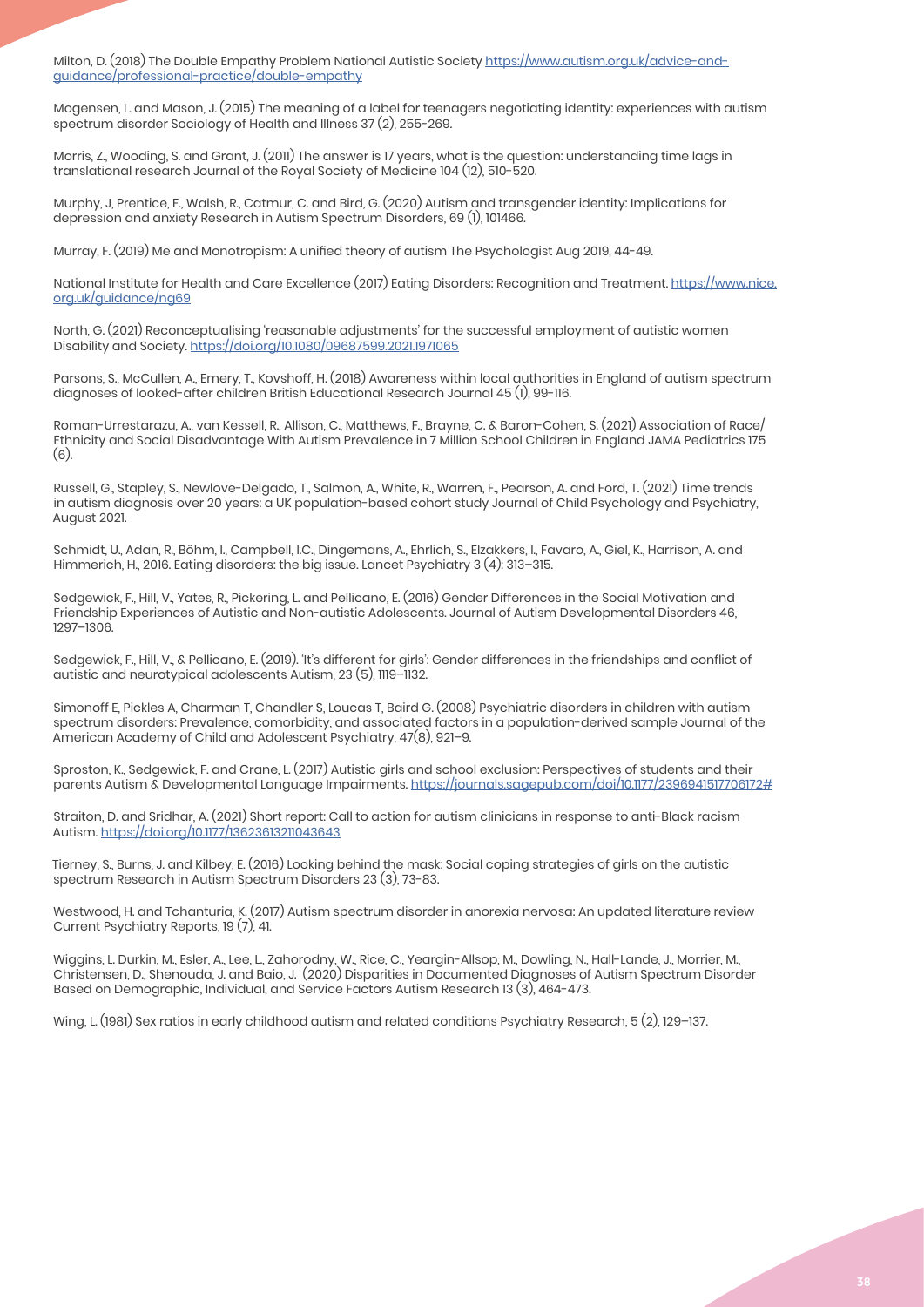Milton, D. (2018) The Double Empathy Problem National Autistic Society https://www.autism.org.uk/advice-and-guidance/professional-practice/double-empathy

Mogensen, L. and Mason, J. (2015) The meaning of a label for teenagers negotiating identity: experiences with autism spectrum disorder Sociology of Health and Illness 37 (2), 255-269.

Morris, Z., Wooding, S. and Grant, J. (2011) The answer is 17 years, what is the question: understanding time lags in translational research Journal of the Royal Society of Medicine 104 (12), 510-520.

Murphy, J, Prentice, F., Walsh, R., Catmur, C. and Bird, G. (2020) Autism and transgender identity: Implications for depression and anxiety Research in Autism Spectrum Disorders, 69 (1), 101466.

Murray, F. (2019) Me and Monotropism: A unified theory of autism The Psychologist Aug 2019, 44-49.

National Institute for Health and Care Excellence (2017) Eating Disorders: Recognition and Treatment. https://www.nice.org.uk/guidance/ng69

North, G. (2021) Reconceptualising 'reasonable adjustments' for the successful employment of autistic women Disability and Society. https://doi.org/10.1080/09687599.2021.1971065

Parsons, S., McCullen, A., Emery, T., Kovshoff, H. (2018) Awareness within local authorities in England of autism spectrum diagnoses of looked-after children British Educational Research Journal 45 (1), 99-116.

Roman-Urrestarazu, A., van Kessell, R., Allison, C., Matthews, F., Brayne, C. & Baron-Cohen, S. (2021) Association of Race/Ethnicity and Social Disadvantage With Autism Prevalence in 7 Million School Children in England JAMA Pediatrics 175 (6).

Russell, G., Stapley, S., Newlove-Delgado, T., Salmon, A., White, R., Warren, F., Pearson, A. and Ford, T. (2021) Time trends in autism diagnosis over 20 years: a UK population-based cohort study Journal of Child Psychology and Psychiatry, August 2021.

Schmidt, U., Adan, R., Böhm, I., Campbell, I.C., Dingemans, A., Ehrlich, S., Elzakkers, I., Favaro, A., Giel, K., Harrison, A. and Himmerich, H., 2016. Eating disorders: the big issue. Lancet Psychiatry 3 (4): 313–315.

Sedgewick, F., Hill, V., Yates, R., Pickering, L. and Pellicano, E. (2016) Gender Differences in the Social Motivation and Friendship Experiences of Autistic and Non-autistic Adolescents. Journal of Autism Developmental Disorders 46, 1297–1306.

Sedgewick, F., Hill, V., & Pellicano, E. (2019). 'It's different for girls': Gender differences in the friendships and conflict of autistic and neurotypical adolescents Autism, 23 (5), 1119–1132.

Simonoff E, Pickles A, Charman T, Chandler S, Loucas T, Baird G. (2008) Psychiatric disorders in children with autism spectrum disorders: Prevalence, comorbidity, and associated factors in a population-derived sample Journal of the American Academy of Child and Adolescent Psychiatry, 47(8), 921–9.

Sproston, K., Sedgewick, F. and Crane, L. (2017) Autistic girls and school exclusion: Perspectives of students and their parents Autism & Developmental Language Impairments. https://journals.sagepub.com/doi/10.1177/2396941517706172#

Straiton, D. and Sridhar, A. (2021) Short report: Call to action for autism clinicians in response to anti-Black racism Autism. https://doi.org/10.1177/13623613211043643

Tierney, S., Burns, J. and Kilbey, E. (2016) Looking behind the mask: Social coping strategies of girls on the autistic spectrum Research in Autism Spectrum Disorders 23 (3), 73-83.

Westwood, H. and Tchanturia, K. (2017) Autism spectrum disorder in anorexia nervosa: An updated literature review Current Psychiatry Reports, 19 (7), 41.

Wiggins, L. Durkin, M., Esler, A., Lee, L., Zahorodny, W., Rice, C., Yeargin-Allsop, M., Dowling, N., Hall-Lande, J., Morrier, M., Christensen, D., Shenouda, J. and Baio, J. (2020) Disparities in Documented Diagnoses of Autism Spectrum Disorder Based on Demographic, Individual, and Service Factors Autism Research 13 (3), 464-473.

Wing, L. (1981) Sex ratios in early childhood autism and related conditions Psychiatry Research, 5 (2), 129–137.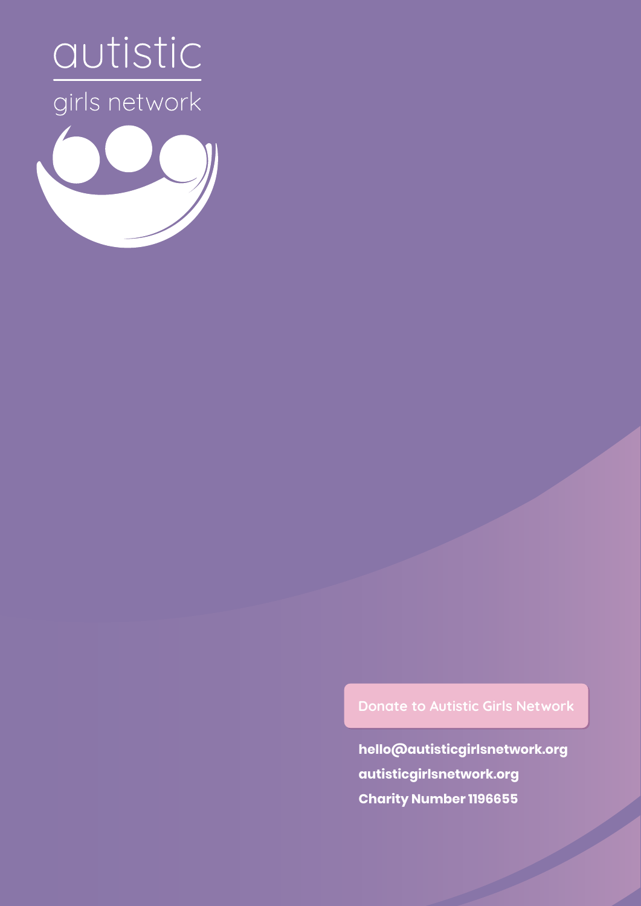autistic

girls network

Donate to Autistic Girls Network

**hello@autisticgirlsnetwork.org**

**autisticgirlsnetwork.org**

**Charity Number 1196655**